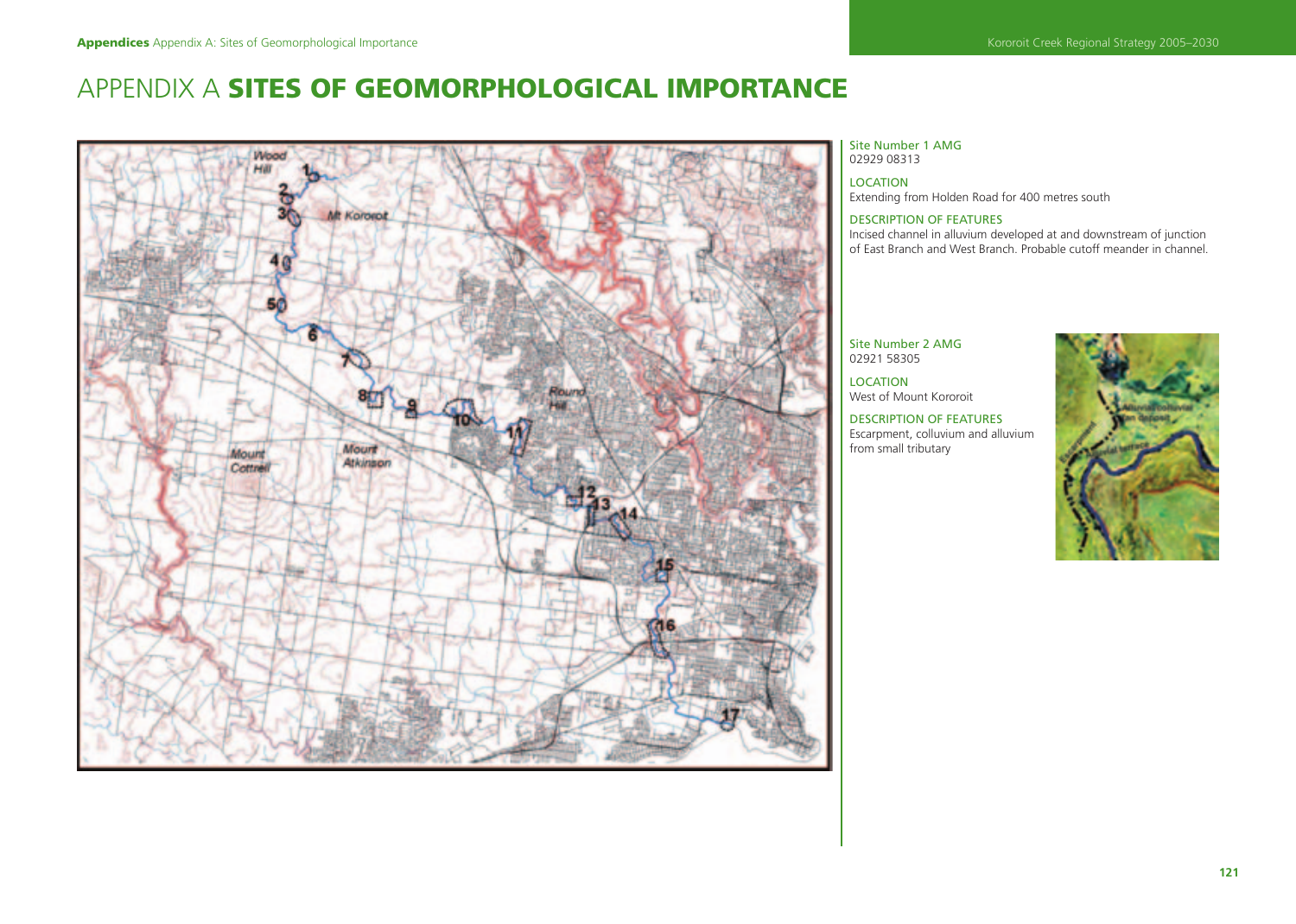# APPENDIX A **SITES OF GEOMORPHOLOGICAL IMPORTANCE**

Site Number 1 AMG
02929 08313

LOCATION
Extending from Holden Road for 400 metres south

DESCRIPTION OF FEATURES
Incised channel in alluvium developed at and downstream of junction of East Branch and West Branch. Probable cutoff meander in channel.

Site Number 2 AMG
02921 58305

LOCATION
West of Mount Kororoit

DESCRIPTION OF FEATURES
Escarpment, colluvium and alluvium from small tributary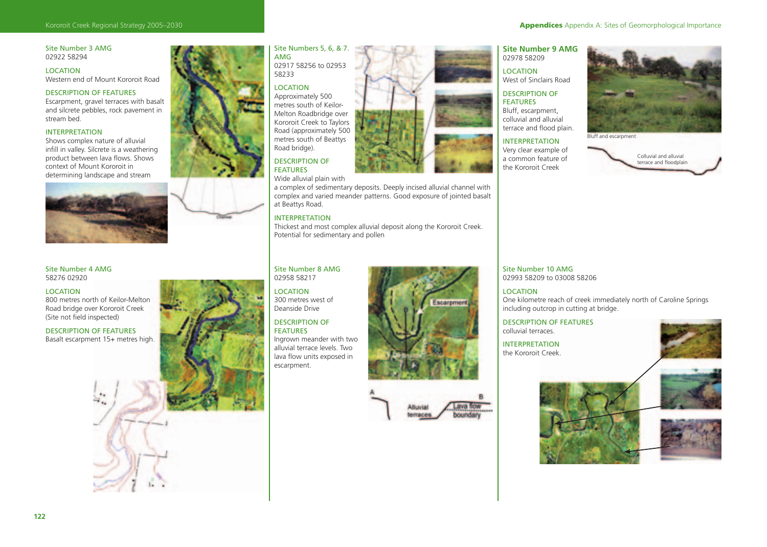### Site Number 3 AMG
02922 58294

**LOCATION**
Western end of Mount Kororoit Road

**DESCRIPTION OF FEATURES**
Escarpment, gravel terraces with basalt and silcrete pebbles, rock pavement in stream bed.

**INTERPRETATION**
Shows complex nature of alluvial infill in valley. Silcrete is a weathering product between lava flows. Shows context of Mount Kororoit in determining landscape and stream

### Site Number 4 AMG
58276 02920

**LOCATION**
800 metres north of Keilor-Melton Road bridge over Kororoit Creek (Site not field inspected)

**DESCRIPTION OF FEATURES**
Basalt escarpment 15+ metres high.

### Site Numbers 5, 6, & 7. AMG
02917 58256 to 02953 58233

**LOCATION**
Approximately 500 metres south of Keilor-Melton Roadbridge over Kororoit Creek to Taylors Road (approximately 500 metres south of Beattys Road bridge).

**DESCRIPTION OF FEATURES**
Wide alluvial plain with a complex of sedimentary deposits. Deeply incised alluvial channel with complex and varied meander patterns. Good exposure of jointed basalt at Beattys Road.

**INTERPRETATION**
Thickest and most complex alluvial deposit along the Kororoit Creek. Potential for sedimentary and pollen

### Site Number 8 AMG
02958 58217

**LOCATION**
300 metres west of Deanside Drive

**DESCRIPTION OF FEATURES**
Ingrown meander with two alluvial terrace levels. Two lava flow units exposed in escarpment.

Escarpment

A — Alluvial terraces — Lava flow boundary — B

### Site Number 9 AMG
02978 58209

**LOCATION**
West of Sinclairs Road

**DESCRIPTION OF FEATURES**
Bluff, escarpment, colluvial and alluvial terrace and flood plain.

**INTERPRETATION**
Very clear example of a common feature of the Kororoit Creek

Bluff and escarpment

Colluvial and alluvial terrace and floodplain

### Site Number 10 AMG
02993 58209 to 03008 58206

**LOCATION**
One kilometre reach of creek immediately north of Caroline Springs including outcrop in cutting at bridge.

**DESCRIPTION OF FEATURES**
colluvial terraces.

**INTERPRETATION**
the Kororoit Creek.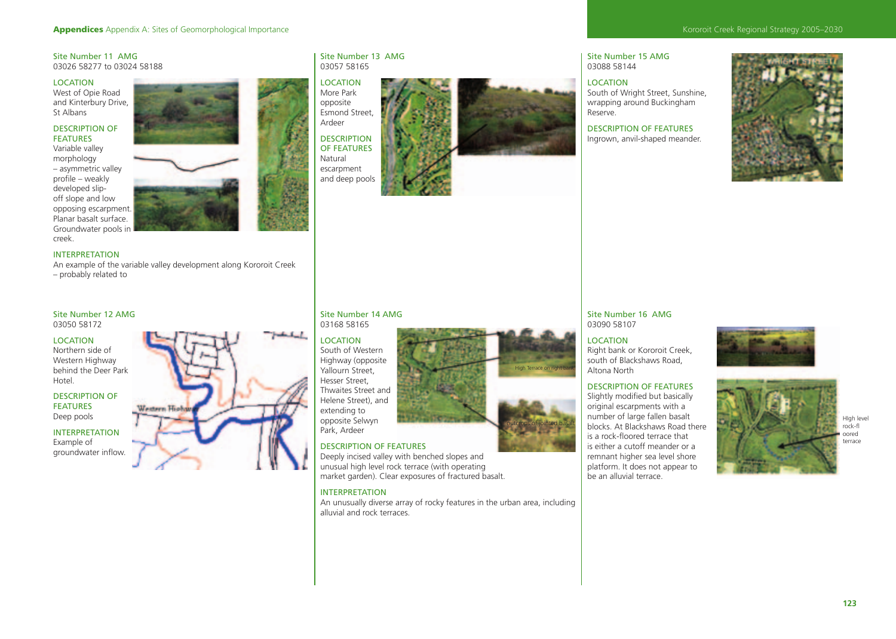## Site Number 11 AMG
03026 58277 to 03024 58188

### LOCATION
West of Opie Road and Kinterbury Drive, St Albans

### DESCRIPTION OF FEATURES
Variable valley morphology – asymmetric valley profile – weakly developed slip-off slope and low opposing escarpment. Planar basalt surface. Groundwater pools in creek.

### INTERPRETATION
An example of the variable valley development along Kororoit Creek – probably related to

## Site Number 12 AMG
03050 58172

### LOCATION
Northern side of Western Highway behind the Deer Park Hotel.

### DESCRIPTION OF FEATURES
Deep pools

### INTERPRETATION
Example of groundwater inflow.

## Site Number 13 AMG
03057 58165

### LOCATION
More Park opposite Esmond Street, Ardeer

### DESCRIPTION OF FEATURES
Natural escarpment and deep pools

## Site Number 14 AMG
03168 58165

### LOCATION
South of Western Highway (opposite Yallourn Street, Hesser Street, Thwaites Street and Helene Street), and extending to opposite Selwyn Park, Ardeer

High Terrace on right bank

outcrops of jointed basalt

### DESCRIPTION OF FEATURES
Deeply incised valley with benched slopes and unusual high level rock terrace (with operating market garden). Clear exposures of fractured basalt.

### INTERPRETATION
An unusually diverse array of rocky features in the urban area, including alluvial and rock terraces.

## Site Number 15 AMG
03088 58144

### LOCATION
South of Wright Street, Sunshine, wrapping around Buckingham Reserve.

### DESCRIPTION OF FEATURES
Ingrown, anvil-shaped meander.

## Site Number 16 AMG
03090 58107

### LOCATION
Right bank or Kororoit Creek, south of Blackshaws Road, Altona North

### DESCRIPTION OF FEATURES
Slightly modified but basically original escarpments with a number of large fallen basalt blocks. At Blackshaws Road there is a rock-floored terrace that is either a cutoff meander or a remnant higher sea level shore platform. It does not appear to be an alluvial terrace.

High level rock-floored terrace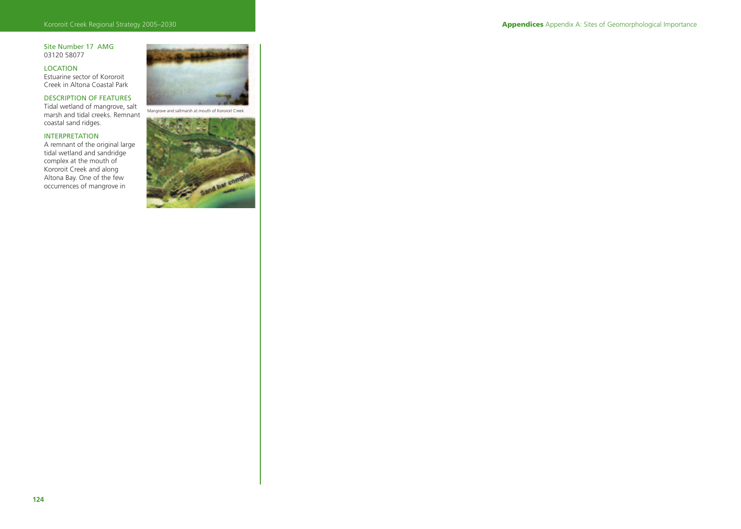Site Number 17 AMG
03120 58077

LOCATION
Estuarine sector of Kororoit Creek in Altona Coastal Park

DESCRIPTION OF FEATURES
Tidal wetland of mangrove, salt marsh and tidal creeks. Remnant coastal sand ridges.

INTERPRETATION
A remnant of the original large tidal wetland and sandridge complex at the mouth of Kororoit Creek and along Altona Bay. One of the few occurrences of mangrove in

Mangrove and saltmarsh at mouth of Kororoit Creek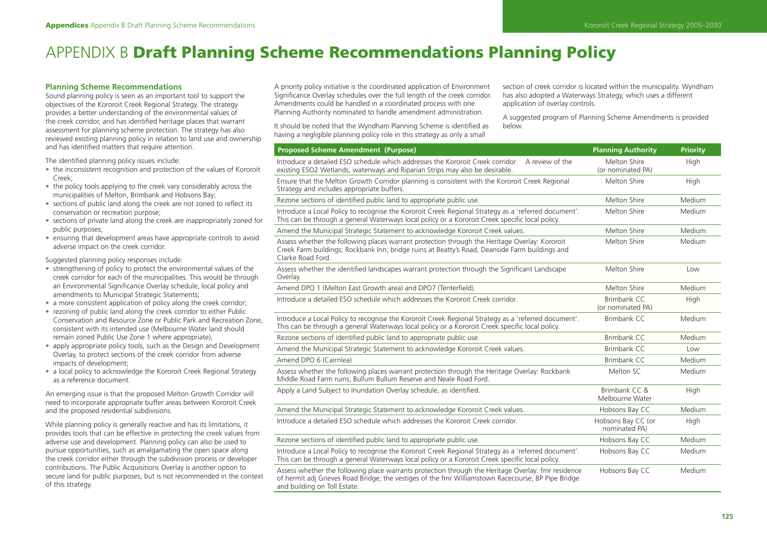# APPENDIX B **Draft Planning Scheme Recommendations Planning Policy**

### Planning Scheme Recommendations

Sound planning policy is seen as an important tool to support the objectives of the Kororoit Creek Regional Strategy. The strategy provides a better understanding of the environmental values of the creek corridor, and has identified heritage places that warrant assessment for planning scheme protection. The strategy has also reviewed existing planning policy in relation to land use and ownership and has identified matters that require attention.

The identified planning policy issues include:

- the inconsistent recognition and protection of the values of Kororoit Creek;
- the policy tools applying to the creek vary considerably across the municipalities of Melton, Brimbank and Hobsons Bay;
- sections of public land along the creek are not zoned to reflect its conservation or recreation purpose;
- sections of private land along the creek are inappropriately zoned for public purposes;
- ensuring that development areas have appropriate controls to avoid adverse impact on the creek corridor.

Suggested planning policy responses include:

- strengthening of policy to protect the environmental values of the creek corridor for each of the municipalities. This would be through an Environmental Significance Overlay schedule, local policy and amendments to Municipal Strategic Statements;
- a more consistent application of policy along the creek corridor;
- rezoning of public land along the creek corridor to either Public Conservation and Resource Zone or Public Park and Recreation Zone, consistent with its intended use (Melbourne Water land should remain zoned Public Use Zone 1 where appropriate);
- apply appropriate policy tools, such as the Design and Development Overlay, to protect sections of the creek corridor from adverse impacts of development;
- a local policy to acknowledge the Kororoit Creek Regional Strategy as a reference document.

An emerging issue is that the proposed Melton Growth Corridor will need to incorporate appropriate buffer areas between Kororoit Creek and the proposed residential subdivisions.

While planning policy is generally reactive and has its limitations, it provides tools that can be effective in protecting the creek values from adverse use and development. Planning policy can also be used to pursue opportunities, such as amalgamating the open space along the creek corridor either through the subdivision process or developer contributions. The Public Acquisitions Overlay is another option to secure land for public purposes, but is not recommended in the context of this strategy.

A priority policy initiative is the coordinated application of Environment Significance Overlay schedules over the full length of the creek corridor. Amendments could be handled in a coordinated process with one Planning Authority nominated to handle amendment administration.

It should be noted that the Wyndham Planning Scheme is identified as having a negligible planning policy role in this strategy as only a small section of creek corridor is located within the municipality. Wyndham has also adopted a Waterways Strategy, which uses a different application of overlay controls.

A suggested program of Planning Scheme Amendments is provided below.

| Proposed Scheme Amendment (Purpose) | Planning Authority | Priority |
|---|---|---|
| Introduce a detailed ESO schedule which addresses the Kororoit Creek corridor. A review of the existing ESO2 Wetlands, waterways and Riparian Strips may also be desirable. | Melton Shire (or nominated PA) | High |
| Ensure that the Melton Growth Corridor planning is consistent with the Kororoit Creek Regional Strategy and includes appropriate buffers. | Melton Shire | High |
| Rezone sections of identified public land to appropriate public use. | Melton Shire | Medium |
| Introduce a Local Policy to recognise the Kororoit Creek Regional Strategy as a 'referred document'. This can be through a general Waterways local policy or a Kororoit Creek specific local policy. | Melton Shire | Medium |
| Amend the Municipal Strategic Statement to acknowledge Kororoit Creek values. | Melton Shire | Medium |
| Assess whether the following places warrant protection through the Heritage Overlay: Kororoit Creek Farm buildings; Rockbank Inn; bridge ruins at Beatty's Road, Deanside Farm buildings and Clarke Road Ford. | Melton Shire | Medium |
| Assess whether the identified landscapes warrant protection through the Significant Landscape Overlay. | Melton Shire | Low |
| Amend DPO 1 (Melton East Growth area) and DPO7 (Tenterfield). | Melton Shire | Medium |
| Introduce a detailed ESO schedule which addresses the Kororoit Creek corridor. | Brimbank CC (or nominated PA) | High |
| Introduce a Local Policy to recognise the Kororoit Creek Regional Strategy as a 'referred document'. This can be through a general Waterways local policy or a Kororoit Creek specific local policy. | Brimbank CC | Medium |
| Rezone sections of identified public land to appropriate public use. | Brimbank CC | Medium |
| Amend the Municipal Strategic Statement to acknowledge Kororoit Creek values. | Brimbank CC | Low |
| Amend DPO 6 (Cairnlea) | Brimbank CC | Medium |
| Assess whether the following places warrant protection through the Heritage Overlay: Rockbank Middle Road Farm ruins; Bullum Bullum Reserve and Neale Road Ford. | Melton SC | Medium |
| Apply a Land Subject to Inundation Overlay schedule, as identified. | Brimbank CC & Melbourne Water | High |
| Amend the Municipal Strategic Statement to acknowledge Kororoit Creek values. | Hobsons Bay CC | Medium |
| Introduce a detailed ESO schedule which addresses the Kororoit Creek corridor. | Hobsons Bay CC (or nominated PA) | High |
| Rezone sections of identified public land to appropriate public use. | Hobsons Bay CC | Medium |
| Introduce a Local Policy to recognise the Kororoit Creek Regional Strategy as a 'referred document'. This can be through a general Waterways local policy or a Kororoit Creek specific local policy. | Hobsons Bay CC | Medium |
| Assess whether the following place warrants protection through the Heritage Overlay: fmr residence of hermit adj Grieves Road Bridge; the vestiges of the fmr Williamstown Racecourse, BP Pipe Bridge and building on Toll Estate. | Hobsons Bay CC | Medium |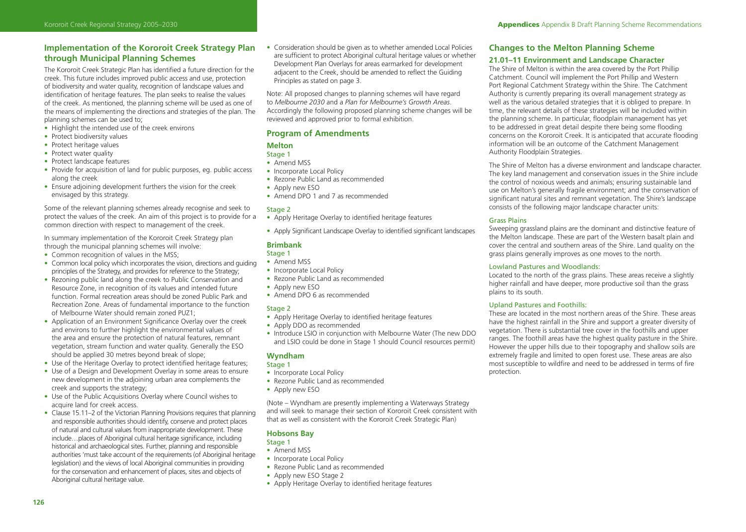## Implementation of the Kororoit Creek Strategy Plan through Municipal Planning Schemes

The Kororoit Creek Strategic Plan has identified a future direction for the creek. This future includes improved public access and use, protection of biodiversity and water quality, recognition of landscape values and identification of heritage features. The plan seeks to realise the values of the creek. As mentioned, the planning scheme will be used as one of the means of implementing the directions and strategies of the plan. The planning schemes can be used to;

- Highlight the intended use of the creek environs
- Protect biodiversity values
- Protect heritage values
- Protect water quality
- Protect landscape features
- Provide for acquisition of land for public purposes, eg. public access along the creek
- Ensure adjoining development furthers the vision for the creek envisaged by this strategy.

Some of the relevant planning schemes already recognise and seek to protect the values of the creek. An aim of this project is to provide for a common direction with respect to management of the creek.

In summary implementation of the Kororoit Creek Strategy plan through the municipal planning schemes will involve:

- Common recognition of values in the MSS;
- Common local policy which incorporates the vision, directions and guiding principles of the Strategy, and provides for reference to the Strategy;
- Rezoning public land along the creek to Public Conservation and Resource Zone, in recognition of its values and intended future function. Formal recreation areas should be zoned Public Park and Recreation Zone. Areas of fundamental importance to the function of Melbourne Water should remain zoned PUZ1;
- Application of an Environment Significance Overlay over the creek and environs to further highlight the environmental values of the area and ensure the protection of natural features, remnant vegetation, stream function and water quality. Generally the ESO should be applied 30 metres beyond break of slope;
- Use of the Heritage Overlay to protect identified heritage features;
- Use of a Design and Development Overlay in some areas to ensure new development in the adjoining urban area complements the creek and supports the strategy;
- Use of the Public Acquisitions Overlay where Council wishes to acquire land for creek access.
- Clause 15.11–2 of the Victorian Planning Provisions requires that planning and responsible authorities should identify, conserve and protect places of natural and cultural values from inappropriate development. These include…places of Aboriginal cultural heritage significance, including historical and archaeological sites. Further, planning and responsible authorities 'must take account of the requirements (of Aboriginal heritage legislation) and the views of local Aboriginal communities in providing for the conservation and enhancement of places, sites and objects of Aboriginal cultural heritage value.
- Consideration should be given as to whether amended Local Policies are sufficient to protect Aboriginal cultural heritage values or whether Development Plan Overlays for areas earmarked for development adjacent to the Creek, should be amended to reflect the Guiding Principles as stated on page 3.

Note: All proposed changes to planning schemes will have regard to *Melbourne 2030* and a *Plan for Melbourne's Growth Areas*. Accordingly the following proposed planning scheme changes will be reviewed and approved prior to formal exhibition.

## Program of Amendments

### Melton

Stage 1

- Amend MSS
- Incorporate Local Policy
- Rezone Public Land as recommended
- Apply new ESO
- Amend DPO 1 and 7 as recommended

Stage 2

- Apply Heritage Overlay to identified heritage features
- Apply Significant Landscape Overlay to identified significant landscapes

### Brimbank

Stage 1

- Amend MSS
- Incorporate Local Policy
- Rezone Public Land as recommended
- Apply new ESO
- Amend DPO 6 as recommended

Stage 2

- Apply Heritage Overlay to identified heritage features
- Apply DDO as recommended
- Introduce LSIO in conjunction with Melbourne Water (The new DDO and LSIO could be done in Stage 1 should Council resources permit)

### Wyndham

Stage 1

- Incorporate Local Policy
- Rezone Public Land as recommended
- Apply new ESO

(Note – Wyndham are presently implementing a Waterways Strategy and will seek to manage their section of Kororoit Creek consistent with that as well as consistent with the Kororoit Creek Strategic Plan)

### Hobsons Bay

Stage 1

- Amend MSS
- Incorporate Local Policy
- Rezone Public Land as recommended
- Apply new ESO Stage 2
- Apply Heritage Overlay to identified heritage features

## Changes to the Melton Planning Scheme

### 21.01–11 Environment and Landscape Character

The Shire of Melton is within the area covered by the Port Phillip Catchment. Council will implement the Port Phillip and Western Port Regional Catchment Strategy within the Shire. The Catchment Authority is currently preparing its overall management strategy as well as the various detailed strategies that it is obliged to prepare. In time, the relevant details of these strategies will be included within the planning scheme. In particular, floodplain management has yet to be addressed in great detail despite there being some flooding concerns on the Kororoit Creek. It is anticipated that accurate flooding information will be an outcome of the Catchment Management Authority Floodplain Strategies.

The Shire of Melton has a diverse environment and landscape character. The key land management and conservation issues in the Shire include the control of noxious weeds and animals; ensuring sustainable land use on Melton's generally fragile environment; and the conservation of significant natural sites and remnant vegetation. The Shire's landscape consists of the following major landscape character units:

#### Grass Plains

Sweeping grassland plains are the dominant and distinctive feature of the Melton landscape. These are part of the Western basalt plain and cover the central and southern areas of the Shire. Land quality on the grass plains generally improves as one moves to the north.

#### Lowland Pastures and Woodlands:

Located to the north of the grass plains. These areas receive a slightly higher rainfall and have deeper, more productive soil than the grass plains to its south.

#### Upland Pastures and Foothills:

These are located in the most northern areas of the Shire. These areas have the highest rainfall in the Shire and support a greater diversity of vegetation. There is substantial tree cover in the foothills and upper ranges. The foothill areas have the highest quality pasture in the Shire. However the upper hills due to their topography and shallow soils are extremely fragile and limited to open forest use. These areas are also most susceptible to wildfire and need to be addressed in terms of fire protection.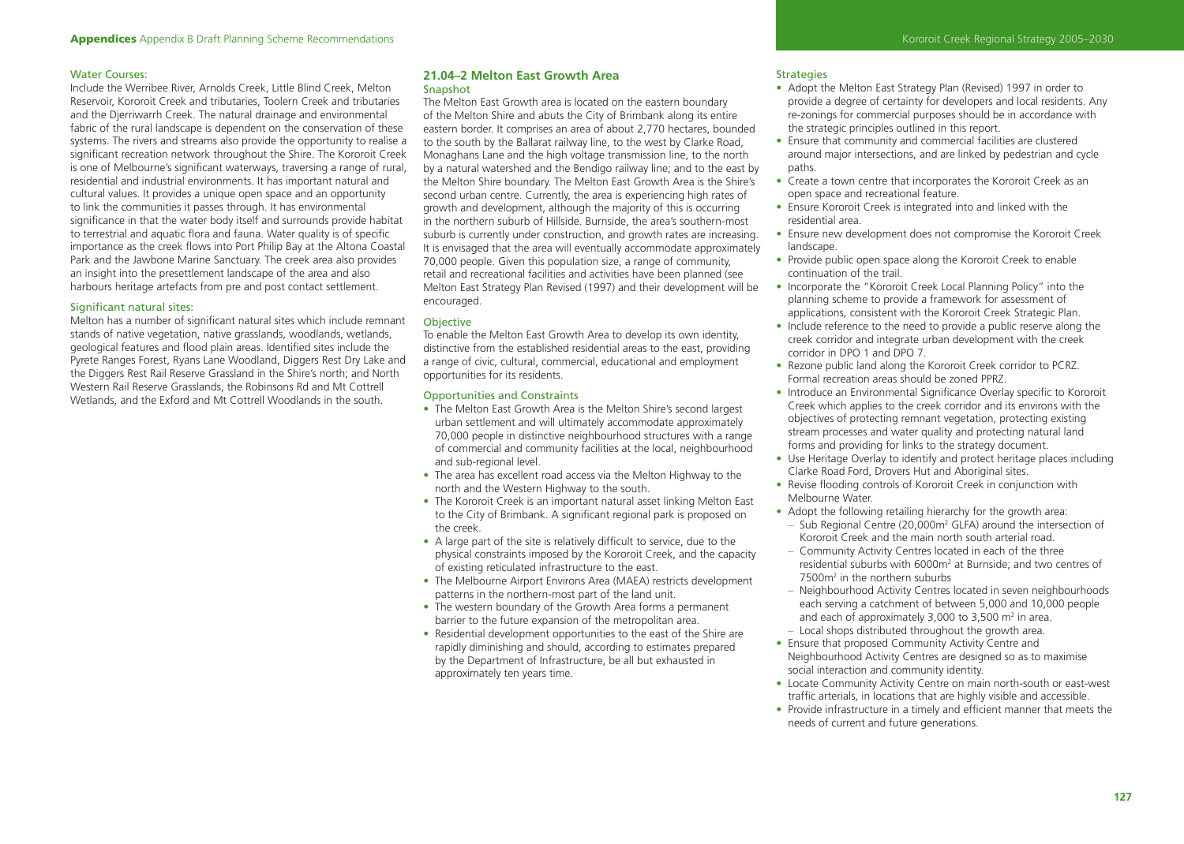#### Water Courses:

Include the Werribee River, Arnolds Creek, Little Blind Creek, Melton Reservoir, Kororoit Creek and tributaries, Toolern Creek and tributaries and the Djerriwarrh Creek. The natural drainage and environmental fabric of the rural landscape is dependent on the conservation of these systems. The rivers and streams also provide the opportunity to realise a significant recreation network throughout the Shire. The Kororoit Creek is one of Melbourne's significant waterways, traversing a range of rural, residential and industrial environments. It has important natural and cultural values. It provides a unique open space and an opportunity to link the communities it passes through. It has environmental significance in that the water body itself and surrounds provide habitat to terrestrial and aquatic flora and fauna. Water quality is of specific importance as the creek flows into Port Philip Bay at the Altona Coastal Park and the Jawbone Marine Sanctuary. The creek area also provides an insight into the presettlement landscape of the area and also harbours heritage artefacts from pre and post contact settlement.

#### Significant natural sites:

Melton has a number of significant natural sites which include remnant stands of native vegetation, native grasslands, woodlands, wetlands, geological features and flood plain areas. Identified sites include the Pyrete Ranges Forest, Ryans Lane Woodland, Diggers Rest Dry Lake and the Diggers Rest Rail Reserve Grassland in the Shire's north; and North Western Rail Reserve Grasslands, the Robinsons Rd and Mt Cottrell Wetlands, and the Exford and Mt Cottrell Woodlands in the south.

## 21.04–2 Melton East Growth Area

#### Snapshot

The Melton East Growth area is located on the eastern boundary of the Melton Shire and abuts the City of Brimbank along its entire eastern border. It comprises an area of about 2,770 hectares, bounded to the south by the Ballarat railway line, to the west by Clarke Road, Monaghans Lane and the high voltage transmission line, to the north by a natural watershed and the Bendigo railway line; and to the east by the Melton Shire boundary. The Melton East Growth Area is the Shire's second urban centre. Currently, the area is experiencing high rates of growth and development, although the majority of this is occurring in the northern suburb of Hillside. Burnside, the area's southern-most suburb is currently under construction, and growth rates are increasing. It is envisaged that the area will eventually accommodate approximately 70,000 people. Given this population size, a range of community, retail and recreational facilities and activities have been planned (see Melton East Strategy Plan Revised (1997) and their development will be encouraged.

#### Objective

To enable the Melton East Growth Area to develop its own identity, distinctive from the established residential areas to the east, providing a range of civic, cultural, commercial, educational and employment opportunities for its residents.

#### Opportunities and Constraints

- The Melton East Growth Area is the Melton Shire's second largest urban settlement and will ultimately accommodate approximately 70,000 people in distinctive neighbourhood structures with a range of commercial and community facilities at the local, neighbourhood and sub-regional level.
- The area has excellent road access via the Melton Highway to the north and the Western Highway to the south.
- The Kororoit Creek is an important natural asset linking Melton East to the City of Brimbank. A significant regional park is proposed on the creek.
- A large part of the site is relatively difficult to service, due to the physical constraints imposed by the Kororoit Creek, and the capacity of existing reticulated infrastructure to the east.
- The Melbourne Airport Environs Area (MAEA) restricts development patterns in the northern-most part of the land unit.
- The western boundary of the Growth Area forms a permanent barrier to the future expansion of the metropolitan area.
- Residential development opportunities to the east of the Shire are rapidly diminishing and should, according to estimates prepared by the Department of Infrastructure, be all but exhausted in approximately ten years time.

#### Strategies

- Adopt the Melton East Strategy Plan (Revised) 1997 in order to provide a degree of certainty for developers and local residents. Any re-zonings for commercial purposes should be in accordance with the strategic principles outlined in this report.
- Ensure that community and commercial facilities are clustered around major intersections, and are linked by pedestrian and cycle paths.
- Create a town centre that incorporates the Kororoit Creek as an open space and recreational feature.
- Ensure Kororoit Creek is integrated into and linked with the residential area.
- Ensure new development does not compromise the Kororoit Creek landscape.
- Provide public open space along the Kororoit Creek to enable continuation of the trail.
- Incorporate the "Kororoit Creek Local Planning Policy" into the planning scheme to provide a framework for assessment of applications, consistent with the Kororoit Creek Strategic Plan.
- Include reference to the need to provide a public reserve along the creek corridor and integrate urban development with the creek corridor in DPO 1 and DPO 7.
- Rezone public land along the Kororoit Creek corridor to PCRZ. Formal recreation areas should be zoned PPRZ.
- Introduce an Environmental Significance Overlay specific to Kororoit Creek which applies to the creek corridor and its environs with the objectives of protecting remnant vegetation, protecting existing stream processes and water quality and protecting natural land forms and providing for links to the strategy document.
- Use Heritage Overlay to identify and protect heritage places including Clarke Road Ford, Drovers Hut and Aboriginal sites.
- Revise flooding controls of Kororoit Creek in conjunction with Melbourne Water.
- Adopt the following retailing hierarchy for the growth area:
  - Sub Regional Centre (20,000m$^2$ GLFA) around the intersection of Kororoit Creek and the main north south arterial road.
  - Community Activity Centres located in each of the three residential suburbs with 6000m$^2$ at Burnside; and two centres of 7500m$^2$ in the northern suburbs
  - Neighbourhood Activity Centres located in seven neighbourhoods each serving a catchment of between 5,000 and 10,000 people and each of approximately 3,000 to 3,500 m$^2$ in area.
  - Local shops distributed throughout the growth area.
- Ensure that proposed Community Activity Centre and Neighbourhood Activity Centres are designed so as to maximise social interaction and community identity.
- Locate Community Activity Centre on main north-south or east-west traffic arterials, in locations that are highly visible and accessible.
- Provide infrastructure in a timely and efficient manner that meets the needs of current and future generations.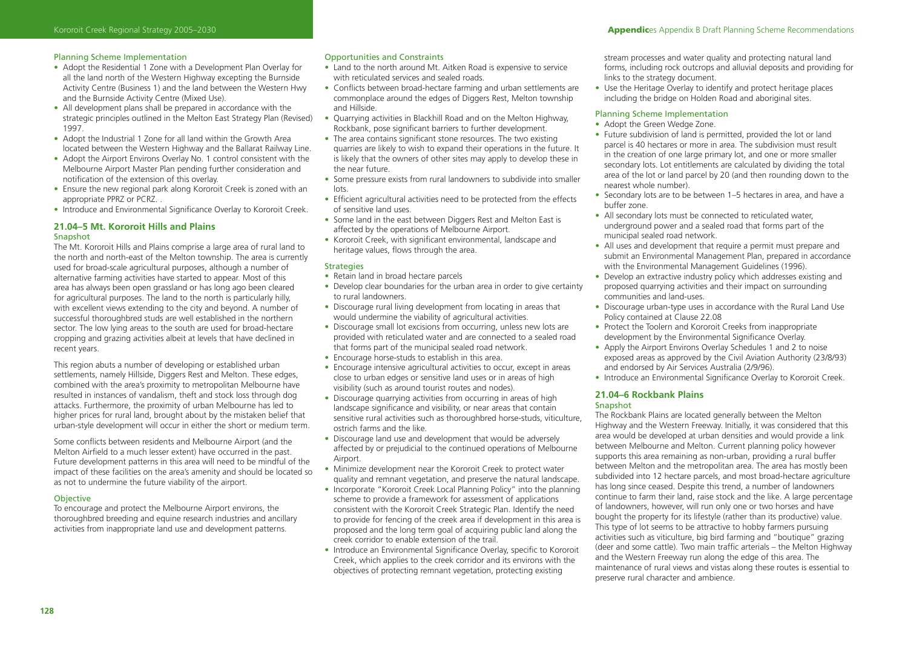#### Planning Scheme Implementation

- Adopt the Residential 1 Zone with a Development Plan Overlay for all the land north of the Western Highway excepting the Burnside Activity Centre (Business 1) and the land between the Western Hwy and the Burnside Activity Centre (Mixed Use).
- All development plans shall be prepared in accordance with the strategic principles outlined in the Melton East Strategy Plan (Revised) 1997.
- Adopt the Industrial 1 Zone for all land within the Growth Area located between the Western Highway and the Ballarat Railway Line.
- Adopt the Airport Environs Overlay No. 1 control consistent with the Melbourne Airport Master Plan pending further consideration and notification of the extension of this overlay.
- Ensure the new regional park along Kororoit Creek is zoned with an appropriate PPRZ or PCRZ. .
- Introduce and Environmental Significance Overlay to Kororoit Creek.

### 21.04–5 Mt. Kororoit Hills and Plains

#### Snapshot

The Mt. Kororoit Hills and Plains comprise a large area of rural land to the north and north-east of the Melton township. The area is currently used for broad-scale agricultural purposes, although a number of alternative farming activities have started to appear. Most of this area has always been open grassland or has long ago been cleared for agricultural purposes. The land to the north is particularly hilly, with excellent views extending to the city and beyond. A number of successful thoroughbred studs are well established in the northern sector. The low lying areas to the south are used for broad-hectare cropping and grazing activities albeit at levels that have declined in recent years.

This region abuts a number of developing or established urban settlements, namely Hillside, Diggers Rest and Melton. These edges, combined with the area's proximity to metropolitan Melbourne have resulted in instances of vandalism, theft and stock loss through dog attacks. Furthermore, the proximity of urban Melbourne has led to higher prices for rural land, brought about by the mistaken belief that urban-style development will occur in either the short or medium term.

Some conflicts between residents and Melbourne Airport (and the Melton Airfield to a much lesser extent) have occurred in the past. Future development patterns in this area will need to be mindful of the impact of these facilities on the area's amenity and should be located so as not to undermine the future viability of the airport.

#### Objective

To encourage and protect the Melbourne Airport environs, the thoroughbred breeding and equine research industries and ancillary activities from inappropriate land use and development patterns.

#### Opportunities and Constraints

- Land to the north around Mt. Aitken Road is expensive to service with reticulated services and sealed roads.
- Conflicts between broad-hectare farming and urban settlements are commonplace around the edges of Diggers Rest, Melton township and Hillside.
- Quarrying activities in Blackhill Road and on the Melton Highway, Rockbank, pose significant barriers to further development.
- The area contains significant stone resources. The two existing quarries are likely to wish to expand their operations in the future. It is likely that the owners of other sites may apply to develop these in the near future.
- Some pressure exists from rural landowners to subdivide into smaller lots.
- Efficient agricultural activities need to be protected from the effects of sensitive land uses.
- Some land in the east between Diggers Rest and Melton East is affected by the operations of Melbourne Airport.
- Kororoit Creek, with significant environmental, landscape and heritage values, flows through the area.

#### Strategies

- Retain land in broad hectare parcels
- Develop clear boundaries for the urban area in order to give certainty to rural landowners.
- Discourage rural living development from locating in areas that would undermine the viability of agricultural activities.
- Discourage small lot excisions from occurring, unless new lots are provided with reticulated water and are connected to a sealed road that forms part of the municipal sealed road network.
- Encourage horse-studs to establish in this area.
- Encourage intensive agricultural activities to occur, except in areas close to urban edges or sensitive land uses or in areas of high visibility (such as around tourist routes and nodes).
- Discourage quarrying activities from occurring in areas of high landscape significance and visibility, or near areas that contain sensitive rural activities such as thoroughbred horse-studs, viticulture, ostrich farms and the like.
- Discourage land use and development that would be adversely affected by or prejudicial to the continued operations of Melbourne Airport.
- Minimize development near the Kororoit Creek to protect water quality and remnant vegetation, and preserve the natural landscape.
- Incorporate "Kororoit Creek Local Planning Policy" into the planning scheme to provide a framework for assessment of applications consistent with the Kororoit Creek Strategic Plan. Identify the need to provide for fencing of the creek area if development in this area is proposed and the long term goal of acquiring public land along the creek corridor to enable extension of the trail.
- Introduce an Environmental Significance Overlay, specific to Kororoit Creek, which applies to the creek corridor and its environs with the objectives of protecting remnant vegetation, protecting existing stream processes and water quality and protecting natural land forms, including rock outcrops and alluvial deposits and providing for links to the strategy document.
- Use the Heritage Overlay to identify and protect heritage places including the bridge on Holden Road and aboriginal sites.

#### Planning Scheme Implementation

- Adopt the Green Wedge Zone.
- Future subdivision of land is permitted, provided the lot or land parcel is 40 hectares or more in area. The subdivision must result in the creation of one large primary lot, and one or more smaller secondary lots. Lot entitlements are calculated by dividing the total area of the lot or land parcel by 20 (and then rounding down to the nearest whole number).
- Secondary lots are to be between 1–5 hectares in area, and have a buffer zone.
- All secondary lots must be connected to reticulated water, underground power and a sealed road that forms part of the municipal sealed road network.
- All uses and development that require a permit must prepare and submit an Environmental Management Plan, prepared in accordance with the Environmental Management Guidelines (1996).
- Develop an extractive industry policy which addresses existing and proposed quarrying activities and their impact on surrounding communities and land-uses.
- Discourage urban-type uses in accordance with the Rural Land Use Policy contained at Clause 22.08
- Protect the Toolern and Kororoit Creeks from inappropriate development by the Environmental Significance Overlay.
- Apply the Airport Environs Overlay Schedules 1 and 2 to noise exposed areas as approved by the Civil Aviation Authority (23/8/93) and endorsed by Air Services Australia (2/9/96).
- Introduce an Environmental Significance Overlay to Kororoit Creek.

### 21.04–6 Rockbank Plains

#### Snapshot

The Rockbank Plains are located generally between the Melton Highway and the Western Freeway. Initially, it was considered that this area would be developed at urban densities and would provide a link between Melbourne and Melton. Current planning policy however supports this area remaining as non-urban, providing a rural buffer between Melton and the metropolitan area. The area has mostly been subdivided into 12 hectare parcels, and most broad-hectare agriculture has long since ceased. Despite this trend, a number of landowners continue to farm their land, raise stock and the like. A large percentage of landowners, however, will run only one or two horses and have bought the property for its lifestyle (rather than its productive) value. This type of lot seems to be attractive to hobby farmers pursuing activities such as viticulture, big bird farming and "boutique" grazing (deer and some cattle). Two main traffic arterials – the Melton Highway and the Western Freeway run along the edge of this area. The maintenance of rural views and vistas along these routes is essential to preserve rural character and ambience.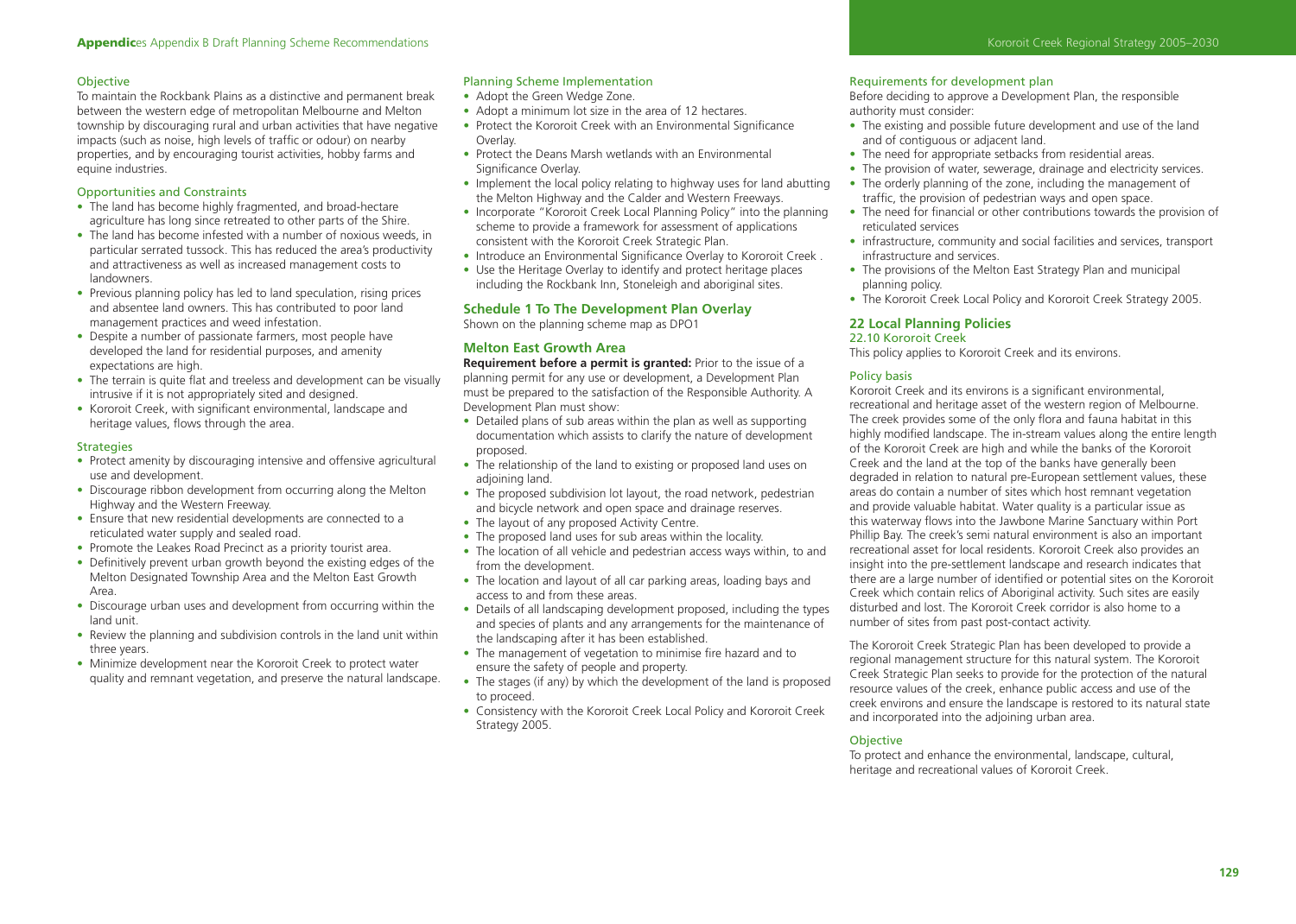### Objective

To maintain the Rockbank Plains as a distinctive and permanent break between the western edge of metropolitan Melbourne and Melton township by discouraging rural and urban activities that have negative impacts (such as noise, high levels of traffic or odour) on nearby properties, and by encouraging tourist activities, hobby farms and equine industries.

### Opportunities and Constraints

- The land has become highly fragmented, and broad-hectare agriculture has long since retreated to other parts of the Shire.
- The land has become infested with a number of noxious weeds, in particular serrated tussock. This has reduced the area's productivity and attractiveness as well as increased management costs to landowners.
- Previous planning policy has led to land speculation, rising prices and absentee land owners. This has contributed to poor land management practices and weed infestation.
- Despite a number of passionate farmers, most people have developed the land for residential purposes, and amenity expectations are high.
- The terrain is quite flat and treeless and development can be visually intrusive if it is not appropriately sited and designed.
- Kororoit Creek, with significant environmental, landscape and heritage values, flows through the area.

### Strategies

- Protect amenity by discouraging intensive and offensive agricultural use and development.
- Discourage ribbon development from occurring along the Melton Highway and the Western Freeway.
- Ensure that new residential developments are connected to a reticulated water supply and sealed road.
- Promote the Leakes Road Precinct as a priority tourist area.
- Definitively prevent urban growth beyond the existing edges of the Melton Designated Township Area and the Melton East Growth Area.
- Discourage urban uses and development from occurring within the land unit.
- Review the planning and subdivision controls in the land unit within three years.
- Minimize development near the Kororoit Creek to protect water quality and remnant vegetation, and preserve the natural landscape.

### Planning Scheme Implementation

- Adopt the Green Wedge Zone.
- Adopt a minimum lot size in the area of 12 hectares.
- Protect the Kororoit Creek with an Environmental Significance Overlay.
- Protect the Deans Marsh wetlands with an Environmental Significance Overlay.
- Implement the local policy relating to highway uses for land abutting the Melton Highway and the Calder and Western Freeways.
- Incorporate "Kororoit Creek Local Planning Policy" into the planning scheme to provide a framework for assessment of applications consistent with the Kororoit Creek Strategic Plan.
- Introduce an Environmental Significance Overlay to Kororoit Creek .
- Use the Heritage Overlay to identify and protect heritage places including the Rockbank Inn, Stoneleigh and aboriginal sites.

## Schedule 1 To The Development Plan Overlay

Shown on the planning scheme map as DPO1

### Melton East Growth Area

**Requirement before a permit is granted:** Prior to the issue of a planning permit for any use or development, a Development Plan must be prepared to the satisfaction of the Responsible Authority. A Development Plan must show:

- Detailed plans of sub areas within the plan as well as supporting documentation which assists to clarify the nature of development proposed.
- The relationship of the land to existing or proposed land uses on adjoining land.
- The proposed subdivision lot layout, the road network, pedestrian and bicycle network and open space and drainage reserves.
- The layout of any proposed Activity Centre.
- The proposed land uses for sub areas within the locality.
- The location of all vehicle and pedestrian access ways within, to and from the development.
- The location and layout of all car parking areas, loading bays and access to and from these areas.
- Details of all landscaping development proposed, including the types and species of plants and any arrangements for the maintenance of the landscaping after it has been established.
- The management of vegetation to minimise fire hazard and to ensure the safety of people and property.
- The stages (if any) by which the development of the land is proposed to proceed.
- Consistency with the Kororoit Creek Local Policy and Kororoit Creek Strategy 2005.

### Requirements for development plan

Before deciding to approve a Development Plan, the responsible authority must consider:

- The existing and possible future development and use of the land and of contiguous or adjacent land.
- The need for appropriate setbacks from residential areas.
- The provision of water, sewerage, drainage and electricity services.
- The orderly planning of the zone, including the management of traffic, the provision of pedestrian ways and open space.
- The need for financial or other contributions towards the provision of reticulated services
- infrastructure, community and social facilities and services, transport infrastructure and services.
- The provisions of the Melton East Strategy Plan and municipal planning policy.
- The Kororoit Creek Local Policy and Kororoit Creek Strategy 2005.

## 22 Local Planning Policies

### 22.10 Kororoit Creek

This policy applies to Kororoit Creek and its environs.

### Policy basis

Kororoit Creek and its environs is a significant environmental, recreational and heritage asset of the western region of Melbourne. The creek provides some of the only flora and fauna habitat in this highly modified landscape. The in-stream values along the entire length of the Kororoit Creek are high and while the banks of the Kororoit Creek and the land at the top of the banks have generally been degraded in relation to natural pre-European settlement values, these areas do contain a number of sites which host remnant vegetation and provide valuable habitat. Water quality is a particular issue as this waterway flows into the Jawbone Marine Sanctuary within Port Phillip Bay. The creek's semi natural environment is also an important recreational asset for local residents. Kororoit Creek also provides an insight into the pre-settlement landscape and research indicates that there are a large number of identified or potential sites on the Kororoit Creek which contain relics of Aboriginal activity. Such sites are easily disturbed and lost. The Kororoit Creek corridor is also home to a number of sites from past post-contact activity.

The Kororoit Creek Strategic Plan has been developed to provide a regional management structure for this natural system. The Kororoit Creek Strategic Plan seeks to provide for the protection of the natural resource values of the creek, enhance public access and use of the creek environs and ensure the landscape is restored to its natural state and incorporated into the adjoining urban area.

### Objective

To protect and enhance the environmental, landscape, cultural, heritage and recreational values of Kororoit Creek.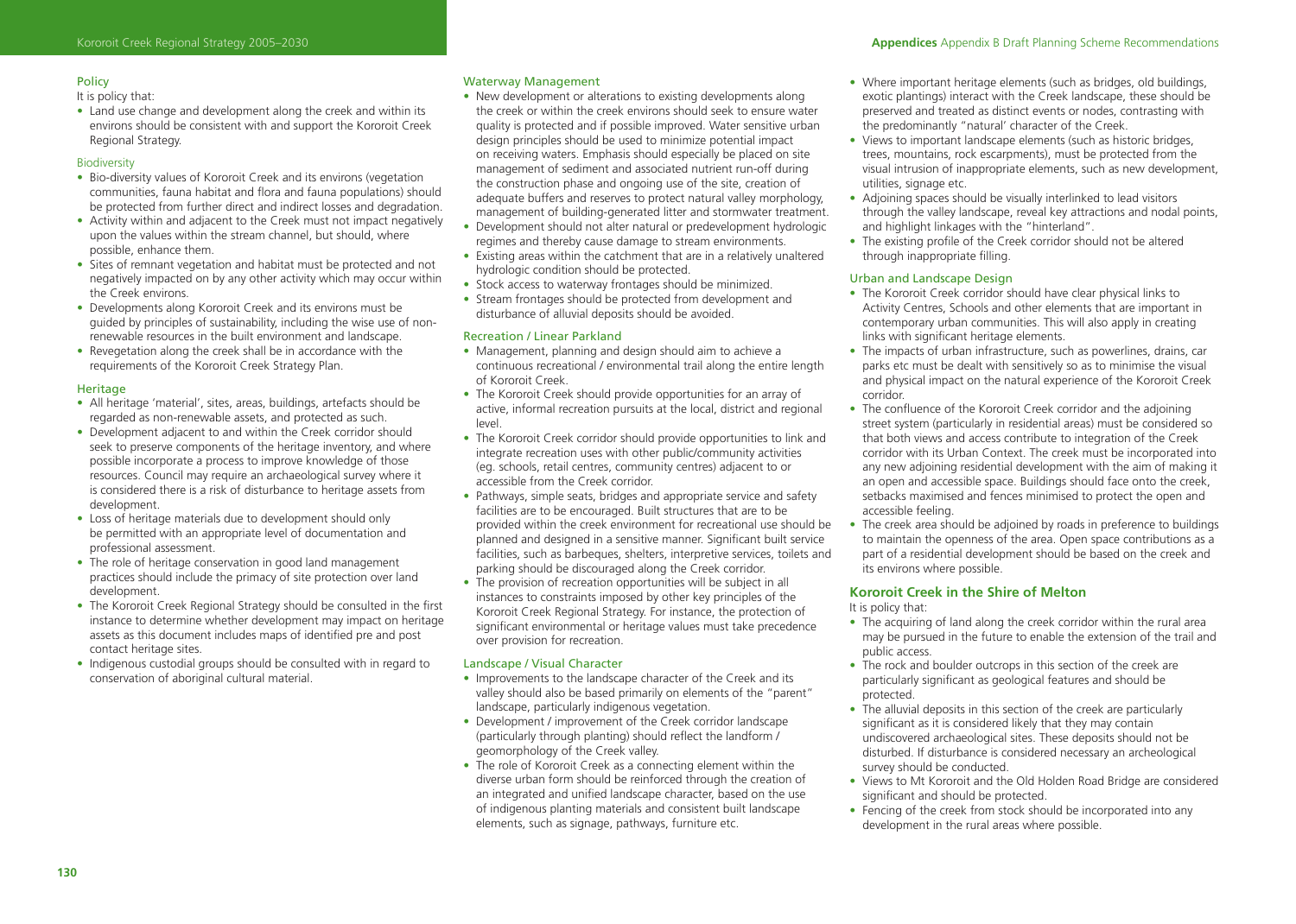### Policy

It is policy that:

- Land use change and development along the creek and within its environs should be consistent with and support the Kororoit Creek Regional Strategy.

#### Biodiversity

- Bio-diversity values of Kororoit Creek and its environs (vegetation communities, fauna habitat and flora and fauna populations) should be protected from further direct and indirect losses and degradation.
- Activity within and adjacent to the Creek must not impact negatively upon the values within the stream channel, but should, where possible, enhance them.
- Sites of remnant vegetation and habitat must be protected and not negatively impacted on by any other activity which may occur within the Creek environs.
- Developments along Kororoit Creek and its environs must be guided by principles of sustainability, including the wise use of non-renewable resources in the built environment and landscape.
- Revegetation along the creek shall be in accordance with the requirements of the Kororoit Creek Strategy Plan.

#### Heritage

- All heritage 'material', sites, areas, buildings, artefacts should be regarded as non-renewable assets, and protected as such.
- Development adjacent to and within the Creek corridor should seek to preserve components of the heritage inventory, and where possible incorporate a process to improve knowledge of those resources. Council may require an archaeological survey where it is considered there is a risk of disturbance to heritage assets from development.
- Loss of heritage materials due to development should only be permitted with an appropriate level of documentation and professional assessment.
- The role of heritage conservation in good land management practices should include the primacy of site protection over land development.
- The Kororoit Creek Regional Strategy should be consulted in the first instance to determine whether development may impact on heritage assets as this document includes maps of identified pre and post contact heritage sites.
- Indigenous custodial groups should be consulted with in regard to conservation of aboriginal cultural material.

#### Waterway Management

- New development or alterations to existing developments along the creek or within the creek environs should seek to ensure water quality is protected and if possible improved. Water sensitive urban design principles should be used to minimize potential impact on receiving waters. Emphasis should especially be placed on site management of sediment and associated nutrient run-off during the construction phase and ongoing use of the site, creation of adequate buffers and reserves to protect natural valley morphology, management of building-generated litter and stormwater treatment.
- Development should not alter natural or predevelopment hydrologic regimes and thereby cause damage to stream environments.
- Existing areas within the catchment that are in a relatively unaltered hydrologic condition should be protected.
- Stock access to waterway frontages should be minimized.
- Stream frontages should be protected from development and disturbance of alluvial deposits should be avoided.

#### Recreation / Linear Parkland

- Management, planning and design should aim to achieve a continuous recreational / environmental trail along the entire length of Kororoit Creek.
- The Kororoit Creek should provide opportunities for an array of active, informal recreation pursuits at the local, district and regional level.
- The Kororoit Creek corridor should provide opportunities to link and integrate recreation uses with other public/community activities (eg. schools, retail centres, community centres) adjacent to or accessible from the Creek corridor.
- Pathways, simple seats, bridges and appropriate service and safety facilities are to be encouraged. Built structures that are to be provided within the creek environment for recreational use should be planned and designed in a sensitive manner. Significant built service facilities, such as barbeques, shelters, interpretive services, toilets and parking should be discouraged along the Creek corridor.
- The provision of recreation opportunities will be subject in all instances to constraints imposed by other key principles of the Kororoit Creek Regional Strategy. For instance, the protection of significant environmental or heritage values must take precedence over provision for recreation.

#### Landscape / Visual Character

- Improvements to the landscape character of the Creek and its valley should also be based primarily on elements of the "parent" landscape, particularly indigenous vegetation.
- Development / improvement of the Creek corridor landscape (particularly through planting) should reflect the landform / geomorphology of the Creek valley.
- The role of Kororoit Creek as a connecting element within the diverse urban form should be reinforced through the creation of an integrated and unified landscape character, based on the use of indigenous planting materials and consistent built landscape elements, such as signage, pathways, furniture etc.
- Where important heritage elements (such as bridges, old buildings, exotic plantings) interact with the Creek landscape, these should be preserved and treated as distinct events or nodes, contrasting with the predominantly "natural' character of the Creek.
- Views to important landscape elements (such as historic bridges, trees, mountains, rock escarpments), must be protected from the visual intrusion of inappropriate elements, such as new development, utilities, signage etc.
- Adjoining spaces should be visually interlinked to lead visitors through the valley landscape, reveal key attractions and nodal points, and highlight linkages with the "hinterland".
- The existing profile of the Creek corridor should not be altered through inappropriate filling.

#### Urban and Landscape Design

- The Kororoit Creek corridor should have clear physical links to Activity Centres, Schools and other elements that are important in contemporary urban communities. This will also apply in creating links with significant heritage elements.
- The impacts of urban infrastructure, such as powerlines, drains, car parks etc must be dealt with sensitively so as to minimise the visual and physical impact on the natural experience of the Kororoit Creek corridor.
- The confluence of the Kororoit Creek corridor and the adjoining street system (particularly in residential areas) must be considered so that both views and access contribute to integration of the Creek corridor with its Urban Context. The creek must be incorporated into any new adjoining residential development with the aim of making it an open and accessible space. Buildings should face onto the creek, setbacks maximised and fences minimised to protect the open and accessible feeling.
- The creek area should be adjoined by roads in preference to buildings to maintain the openness of the area. Open space contributions as a part of a residential development should be based on the creek and its environs where possible.

### Kororoit Creek in the Shire of Melton

It is policy that:

- The acquiring of land along the creek corridor within the rural area may be pursued in the future to enable the extension of the trail and public access.
- The rock and boulder outcrops in this section of the creek are particularly significant as geological features and should be protected.
- The alluvial deposits in this section of the creek are particularly significant as it is considered likely that they may contain undiscovered archaeological sites. These deposits should not be disturbed. If disturbance is considered necessary an archeological survey should be conducted.
- Views to Mt Kororoit and the Old Holden Road Bridge are considered significant and should be protected.
- Fencing of the creek from stock should be incorporated into any development in the rural areas where possible.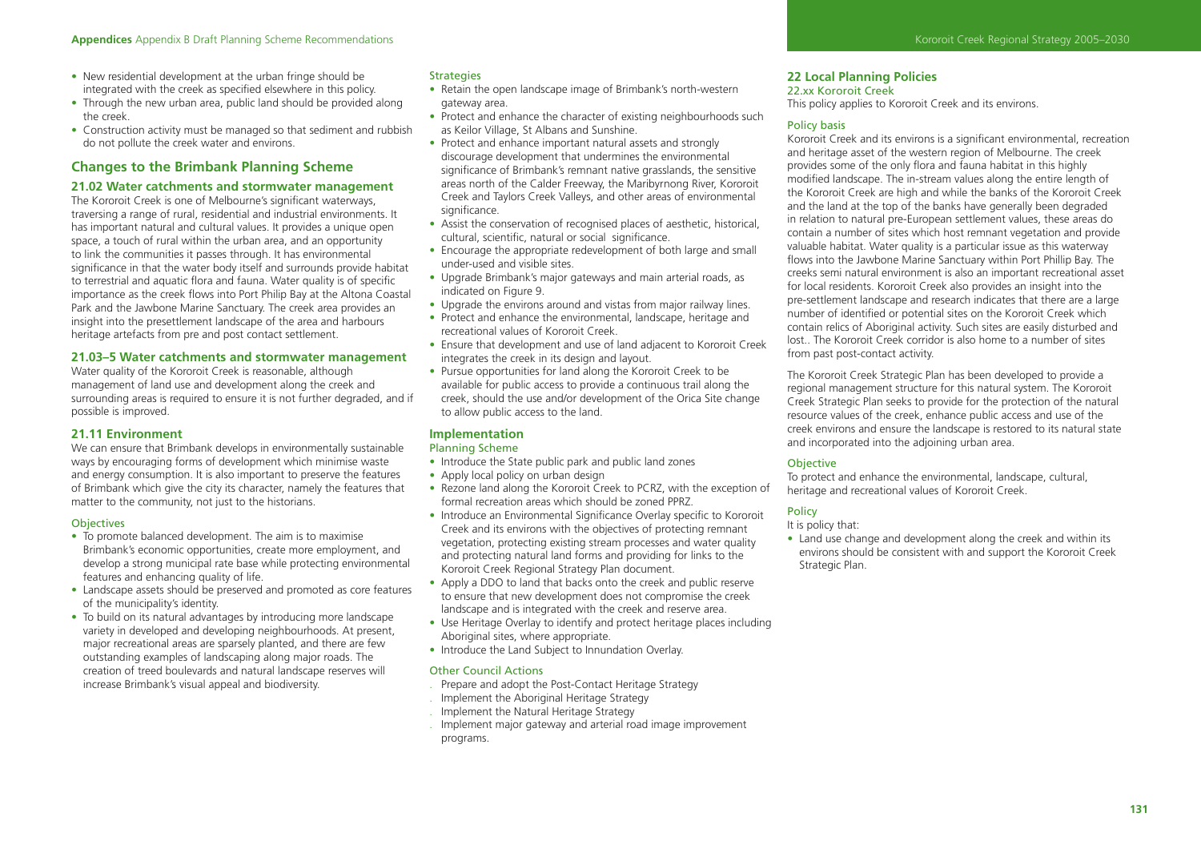- New residential development at the urban fringe should be integrated with the creek as specified elsewhere in this policy.
- Through the new urban area, public land should be provided along the creek.
- Construction activity must be managed so that sediment and rubbish do not pollute the creek water and environs.

## Changes to the Brimbank Planning Scheme

### 21.02 Water catchments and stormwater management

The Kororoit Creek is one of Melbourne's significant waterways, traversing a range of rural, residential and industrial environments. It has important natural and cultural values. It provides a unique open space, a touch of rural within the urban area, and an opportunity to link the communities it passes through. It has environmental significance in that the water body itself and surrounds provide habitat to terrestrial and aquatic flora and fauna. Water quality is of specific importance as the creek flows into Port Philip Bay at the Altona Coastal Park and the Jawbone Marine Sanctuary. The creek area provides an insight into the presettlement landscape of the area and harbours heritage artefacts from pre and post contact settlement.

### 21.03–5 Water catchments and stormwater management

Water quality of the Kororoit Creek is reasonable, although management of land use and development along the creek and surrounding areas is required to ensure it is not further degraded, and if possible is improved.

### 21.11 Environment

We can ensure that Brimbank develops in environmentally sustainable ways by encouraging forms of development which minimise waste and energy consumption. It is also important to preserve the features of Brimbank which give the city its character, namely the features that matter to the community, not just to the historians.

#### Objectives

- To promote balanced development. The aim is to maximise Brimbank's economic opportunities, create more employment, and develop a strong municipal rate base while protecting environmental features and enhancing quality of life.
- Landscape assets should be preserved and promoted as core features of the municipality's identity.
- To build on its natural advantages by introducing more landscape variety in developed and developing neighbourhoods. At present, major recreational areas are sparsely planted, and there are few outstanding examples of landscaping along major roads. The creation of treed boulevards and natural landscape reserves will increase Brimbank's visual appeal and biodiversity.

#### Strategies

- Retain the open landscape image of Brimbank's north-western gateway area.
- Protect and enhance the character of existing neighbourhoods such as Keilor Village, St Albans and Sunshine.
- Protect and enhance important natural assets and strongly discourage development that undermines the environmental significance of Brimbank's remnant native grasslands, the sensitive areas north of the Calder Freeway, the Maribyrnong River, Kororoit Creek and Taylors Creek Valleys, and other areas of environmental significance.
- Assist the conservation of recognised places of aesthetic, historical, cultural, scientific, natural or social significance.
- Encourage the appropriate redevelopment of both large and small under-used and visible sites.
- Upgrade Brimbank's major gateways and main arterial roads, as indicated on Figure 9.
- Upgrade the environs around and vistas from major railway lines.
- Protect and enhance the environmental, landscape, heritage and recreational values of Kororoit Creek.
- Ensure that development and use of land adjacent to Kororoit Creek integrates the creek in its design and layout.
- Pursue opportunities for land along the Kororoit Creek to be available for public access to provide a continuous trail along the creek, should the use and/or development of the Orica Site change to allow public access to the land.

### Implementation

#### Planning Scheme

- Introduce the State public park and public land zones
- Apply local policy on urban design
- Rezone land along the Kororoit Creek to PCRZ, with the exception of formal recreation areas which should be zoned PPRZ.
- Introduce an Environmental Significance Overlay specific to Kororoit Creek and its environs with the objectives of protecting remnant vegetation, protecting existing stream processes and water quality and protecting natural land forms and providing for links to the Kororoit Creek Regional Strategy Plan document.
- Apply a DDO to land that backs onto the creek and public reserve to ensure that new development does not compromise the creek landscape and is integrated with the creek and reserve area.
- Use Heritage Overlay to identify and protect heritage places including Aboriginal sites, where appropriate.
- Introduce the Land Subject to Innundation Overlay.

#### Other Council Actions

- Prepare and adopt the Post-Contact Heritage Strategy
- Implement the Aboriginal Heritage Strategy
- Implement the Natural Heritage Strategy
- Implement major gateway and arterial road image improvement programs.

## 22 Local Planning Policies

### 22.xx Kororoit Creek

This policy applies to Kororoit Creek and its environs.

#### Policy basis

Kororoit Creek and its environs is a significant environmental, recreation and heritage asset of the western region of Melbourne. The creek provides some of the only flora and fauna habitat in this highly modified landscape. The in-stream values along the entire length of the Kororoit Creek are high and while the banks of the Kororoit Creek and the land at the top of the banks have generally been degraded in relation to natural pre-European settlement values, these areas do contain a number of sites which host remnant vegetation and provide valuable habitat. Water quality is a particular issue as this waterway flows into the Jawbone Marine Sanctuary within Port Phillip Bay. The creeks semi natural environment is also an important recreational asset for local residents. Kororoit Creek also provides an insight into the pre-settlement landscape and research indicates that there are a large number of identified or potential sites on the Kororoit Creek which contain relics of Aboriginal activity. Such sites are easily disturbed and lost.. The Kororoit Creek corridor is also home to a number of sites from past post-contact activity.

The Kororoit Creek Strategic Plan has been developed to provide a regional management structure for this natural system. The Kororoit Creek Strategic Plan seeks to provide for the protection of the natural resource values of the creek, enhance public access and use of the creek environs and ensure the landscape is restored to its natural state and incorporated into the adjoining urban area.

#### Objective

To protect and enhance the environmental, landscape, cultural, heritage and recreational values of Kororoit Creek.

#### Policy

It is policy that:

- Land use change and development along the creek and within its environs should be consistent with and support the Kororoit Creek Strategic Plan.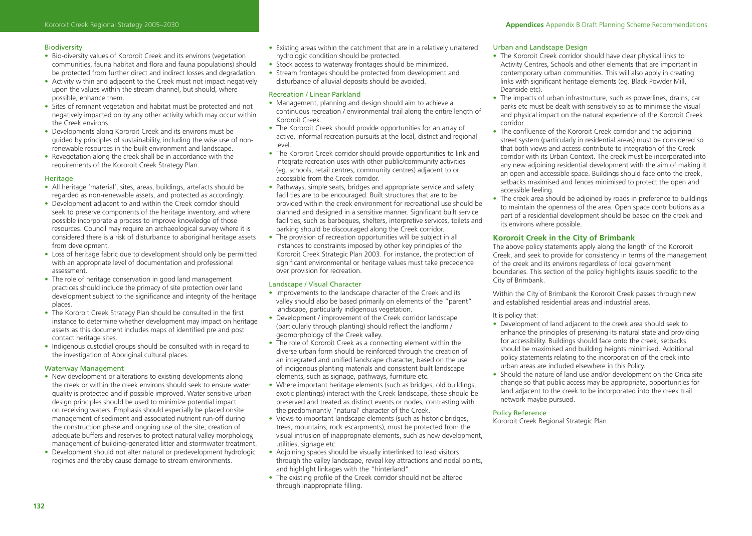### Biodiversity

- Bio-diversity values of Kororoit Creek and its environs (vegetation communities, fauna habitat and flora and fauna populations) should be protected from further direct and indirect losses and degradation.
- Activity within and adjacent to the Creek must not impact negatively upon the values within the stream channel, but should, where possible, enhance them.
- Sites of remnant vegetation and habitat must be protected and not negatively impacted on by any other activity which may occur within the Creek environs.
- Developments along Kororoit Creek and its environs must be guided by principles of sustainability, including the wise use of non-renewable resources in the built environment and landscape.
- Revegetation along the creek shall be in accordance with the requirements of the Kororoit Creek Strategy Plan.

### Heritage

- All heritage 'material', sites, areas, buildings, artefacts should be regarded as non-renewable assets, and protected as accordingly.
- Development adjacent to and within the Creek corridor should seek to preserve components of the heritage inventory, and where possible incorporate a process to improve knowledge of those resources. Council may require an archaeological survey where it is considered there is a risk of disturbance to aboriginal heritage assets from development.
- Loss of heritage fabric due to development should only be permitted with an appropriate level of documentation and professional assessment.
- The role of heritage conservation in good land management practices should include the primacy of site protection over land development subject to the significance and integrity of the heritage places.
- The Kororoit Creek Strategy Plan should be consulted in the first instance to determine whether development may impact on heritage assets as this document includes maps of identified pre and post contact heritage sites.
- Indigenous custodial groups should be consulted with in regard to the investigation of Aboriginal cultural places.

### Waterway Management

- New development or alterations to existing developments along the creek or within the creek environs should seek to ensure water quality is protected and if possible improved. Water sensitive urban design principles should be used to minimize potential impact on receiving waters. Emphasis should especially be placed onsite management of sediment and associated nutrient run-off during the construction phase and ongoing use of the site, creation of adequate buffers and reserves to protect natural valley morphology, management of building-generated litter and stormwater treatment.
- Development should not alter natural or predevelopment hydrologic regimes and thereby cause damage to stream environments.
- Existing areas within the catchment that are in a relatively unaltered hydrologic condition should be protected.
- Stock access to waterway frontages should be minimized.
- Stream frontages should be protected from development and disturbance of alluvial deposits should be avoided.

### Recreation / Linear Parkland

- Management, planning and design should aim to achieve a continuous recreation / environmental trail along the entire length of Kororoit Creek.
- The Kororoit Creek should provide opportunities for an array of active, informal recreation pursuits at the local, district and regional level.
- The Kororoit Creek corridor should provide opportunities to link and integrate recreation uses with other public/community activities (eg. schools, retail centres, community centres) adjacent to or accessible from the Creek corridor.
- Pathways, simple seats, bridges and appropriate service and safety facilities are to be encouraged. Built structures that are to be provided within the creek environment for recreational use should be planned and designed in a sensitive manner. Significant built service facilities, such as barbeques, shelters, interpretive services, toilets and parking should be discouraged along the Creek corridor.
- The provision of recreation opportunities will be subject in all instances to constraints imposed by other key principles of the Kororoit Creek Strategic Plan 2003. For instance, the protection of significant environmental or heritage values must take precedence over provision for recreation.

### Landscape / Visual Character

- Improvements to the landscape character of the Creek and its valley should also be based primarily on elements of the "parent" landscape, particularly indigenous vegetation.
- Development / improvement of the Creek corridor landscape (particularly through planting) should reflect the landform / geomorphology of the Creek valley.
- The role of Kororoit Creek as a connecting element within the diverse urban form should be reinforced through the creation of an integrated and unified landscape character, based on the use of indigenous planting materials and consistent built landscape elements, such as signage, pathways, furniture etc.
- Where important heritage elements (such as bridges, old buildings, exotic plantings) interact with the Creek landscape, these should be preserved and treated as distinct events or nodes, contrasting with the predominantly "natural' character of the Creek.
- Views to important landscape elements (such as historic bridges, trees, mountains, rock escarpments), must be protected from the visual intrusion of inappropriate elements, such as new development, utilities, signage etc.
- Adjoining spaces should be visually interlinked to lead visitors through the valley landscape, reveal key attractions and nodal points, and highlight linkages with the "hinterland".
- The existing profile of the Creek corridor should not be altered through inappropriate filling.

### Urban and Landscape Design

- The Kororoit Creek corridor should have clear physical links to Activity Centres, Schools and other elements that are important in contemporary urban communities. This will also apply in creating links with significant heritage elements (eg. Black Powder Mill, Deanside etc).
- The impacts of urban infrastructure, such as powerlines, drains, car parks etc must be dealt with sensitively so as to minimise the visual and physical impact on the natural experience of the Kororoit Creek corridor.
- The confluence of the Kororoit Creek corridor and the adjoining street system (particularly in residential areas) must be considered so that both views and access contribute to integration of the Creek corridor with its Urban Context. The creek must be incorporated into any new adjoining residential development with the aim of making it an open and accessible space. Buildings should face onto the creek, setbacks maximised and fences minimised to protect the open and accessible feeling.
- The creek area should be adjoined by roads in preference to buildings to maintain the openness of the area. Open space contributions as a part of a residential development should be based on the creek and its environs where possible.

## Kororoit Creek in the City of Brimbank

The above policy statements apply along the length of the Kororoit Creek, and seek to provide for consistency in terms of the management of the creek and its environs regardless of local government boundaries. This section of the policy highlights issues specific to the City of Brimbank.

Within the City of Brimbank the Kororoit Creek passes through new and established residential areas and industrial areas.

It is policy that:

- Development of land adjacent to the creek area should seek to enhance the principles of preserving its natural state and providing for accessibility. Buildings should face onto the creek, setbacks should be maximised and building heights minimised. Additional policy statements relating to the incorporation of the creek into urban areas are included elsewhere in this Policy.
- Should the nature of land use and/or development on the Orica site change so that public access may be appropriate, opportunities for land adjacent to the creek to be incorporated into the creek trail network maybe pursued.

### Policy Reference

Kororoit Creek Regional Strategic Plan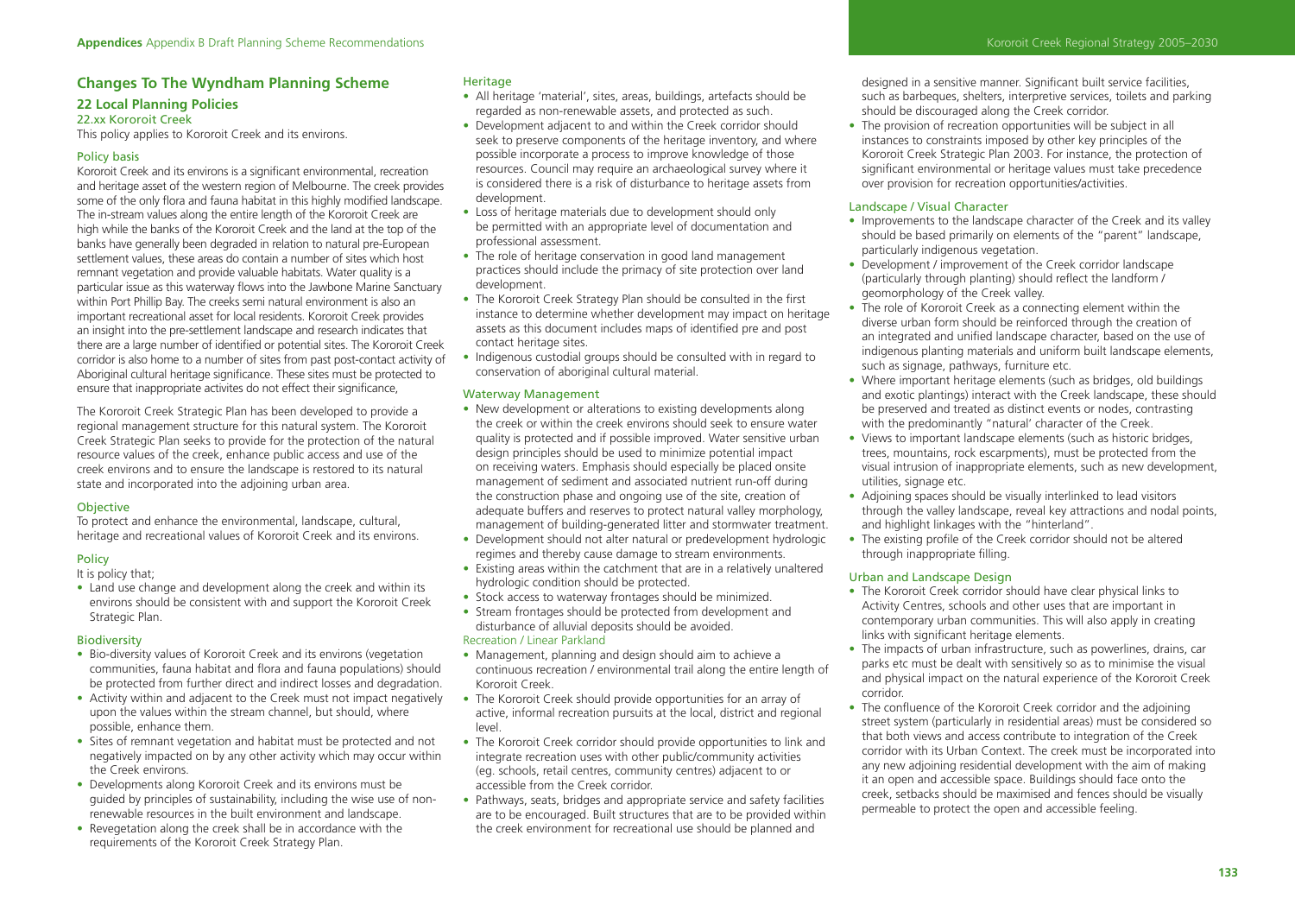## Changes To The Wyndham Planning Scheme

### 22 Local Planning Policies

#### 22.xx Kororoit Creek

This policy applies to Kororoit Creek and its environs.

#### Policy basis

Kororoit Creek and its environs is a significant environmental, recreation and heritage asset of the western region of Melbourne. The creek provides some of the only flora and fauna habitat in this highly modified landscape. The in-stream values along the entire length of the Kororoit Creek are high while the banks of the Kororoit Creek and the land at the top of the banks have generally been degraded in relation to natural pre-European settlement values, these areas do contain a number of sites which host remnant vegetation and provide valuable habitats. Water quality is a particular issue as this waterway flows into the Jawbone Marine Sanctuary within Port Phillip Bay. The creeks semi natural environment is also an important recreational asset for local residents. Kororoit Creek provides an insight into the pre-settlement landscape and research indicates that there are a large number of identified or potential sites. The Kororoit Creek corridor is also home to a number of sites from past post-contact activity of Aboriginal cultural heritage significance. These sites must be protected to ensure that inappropriate activites do not effect their significance,

The Kororoit Creek Strategic Plan has been developed to provide a regional management structure for this natural system. The Kororoit Creek Strategic Plan seeks to provide for the protection of the natural resource values of the creek, enhance public access and use of the creek environs and to ensure the landscape is restored to its natural state and incorporated into the adjoining urban area.

#### Objective

To protect and enhance the environmental, landscape, cultural, heritage and recreational values of Kororoit Creek and its environs.

#### Policy

It is policy that;

- Land use change and development along the creek and within its environs should be consistent with and support the Kororoit Creek Strategic Plan.

#### Biodiversity

- Bio-diversity values of Kororoit Creek and its environs (vegetation communities, fauna habitat and flora and fauna populations) should be protected from further direct and indirect losses and degradation.
- Activity within and adjacent to the Creek must not impact negatively upon the values within the stream channel, but should, where possible, enhance them.
- Sites of remnant vegetation and habitat must be protected and not negatively impacted on by any other activity which may occur within the Creek environs.
- Developments along Kororoit Creek and its environs must be guided by principles of sustainability, including the wise use of non-renewable resources in the built environment and landscape.
- Revegetation along the creek shall be in accordance with the requirements of the Kororoit Creek Strategy Plan.

#### Heritage

- All heritage 'material', sites, areas, buildings, artefacts should be regarded as non-renewable assets, and protected as such.
- Development adjacent to and within the Creek corridor should seek to preserve components of the heritage inventory, and where possible incorporate a process to improve knowledge of those resources. Council may require an archaeological survey where it is considered there is a risk of disturbance to heritage assets from development.
- Loss of heritage materials due to development should only be permitted with an appropriate level of documentation and professional assessment.
- The role of heritage conservation in good land management practices should include the primacy of site protection over land development.
- The Kororoit Creek Strategy Plan should be consulted in the first instance to determine whether development may impact on heritage assets as this document includes maps of identified pre and post contact heritage sites.
- Indigenous custodial groups should be consulted with in regard to conservation of aboriginal cultural material.

#### Waterway Management

- New development or alterations to existing developments along the creek or within the creek environs should seek to ensure water quality is protected and if possible improved. Water sensitive urban design principles should be used to minimize potential impact on receiving waters. Emphasis should especially be placed onsite management of sediment and associated nutrient run-off during the construction phase and ongoing use of the site, creation of adequate buffers and reserves to protect natural valley morphology, management of building-generated litter and stormwater treatment.
- Development should not alter natural or predevelopment hydrologic regimes and thereby cause damage to stream environments.
- Existing areas within the catchment that are in a relatively unaltered hydrologic condition should be protected.
- Stock access to waterway frontages should be minimized.
- Stream frontages should be protected from development and disturbance of alluvial deposits should be avoided.

#### Recreation / Linear Parkland

- Management, planning and design should aim to achieve a continuous recreation / environmental trail along the entire length of Kororoit Creek.
- The Kororoit Creek should provide opportunities for an array of active, informal recreation pursuits at the local, district and regional level.
- The Kororoit Creek corridor should provide opportunities to link and integrate recreation uses with other public/community activities (eg. schools, retail centres, community centres) adjacent to or accessible from the Creek corridor.
- Pathways, seats, bridges and appropriate service and safety facilities are to be encouraged. Built structures that are to be provided within the creek environment for recreational use should be planned and designed in a sensitive manner. Significant built service facilities, such as barbeques, shelters, interpretive services, toilets and parking should be discouraged along the Creek corridor.
- The provision of recreation opportunities will be subject in all instances to constraints imposed by other key principles of the Kororoit Creek Strategic Plan 2003. For instance, the protection of significant environmental or heritage values must take precedence over provision for recreation opportunities/activities.

#### Landscape / Visual Character

- Improvements to the landscape character of the Creek and its valley should be based primarily on elements of the "parent" landscape, particularly indigenous vegetation.
- Development / improvement of the Creek corridor landscape (particularly through planting) should reflect the landform / geomorphology of the Creek valley.
- The role of Kororoit Creek as a connecting element within the diverse urban form should be reinforced through the creation of an integrated and unified landscape character, based on the use of indigenous planting materials and uniform built landscape elements, such as signage, pathways, furniture etc.
- Where important heritage elements (such as bridges, old buildings and exotic plantings) interact with the Creek landscape, these should be preserved and treated as distinct events or nodes, contrasting with the predominantly "natural' character of the Creek.
- Views to important landscape elements (such as historic bridges, trees, mountains, rock escarpments), must be protected from the visual intrusion of inappropriate elements, such as new development, utilities, signage etc.
- Adjoining spaces should be visually interlinked to lead visitors through the valley landscape, reveal key attractions and nodal points, and highlight linkages with the "hinterland".
- The existing profile of the Creek corridor should not be altered through inappropriate filling.

#### Urban and Landscape Design

- The Kororoit Creek corridor should have clear physical links to Activity Centres, schools and other uses that are important in contemporary urban communities. This will also apply in creating links with significant heritage elements.
- The impacts of urban infrastructure, such as powerlines, drains, car parks etc must be dealt with sensitively so as to minimise the visual and physical impact on the natural experience of the Kororoit Creek corridor.
- The confluence of the Kororoit Creek corridor and the adjoining street system (particularly in residential areas) must be considered so that both views and access contribute to integration of the Creek corridor with its Urban Context. The creek must be incorporated into any new adjoining residential development with the aim of making it an open and accessible space. Buildings should face onto the creek, setbacks should be maximised and fences should be visually permeable to protect the open and accessible feeling.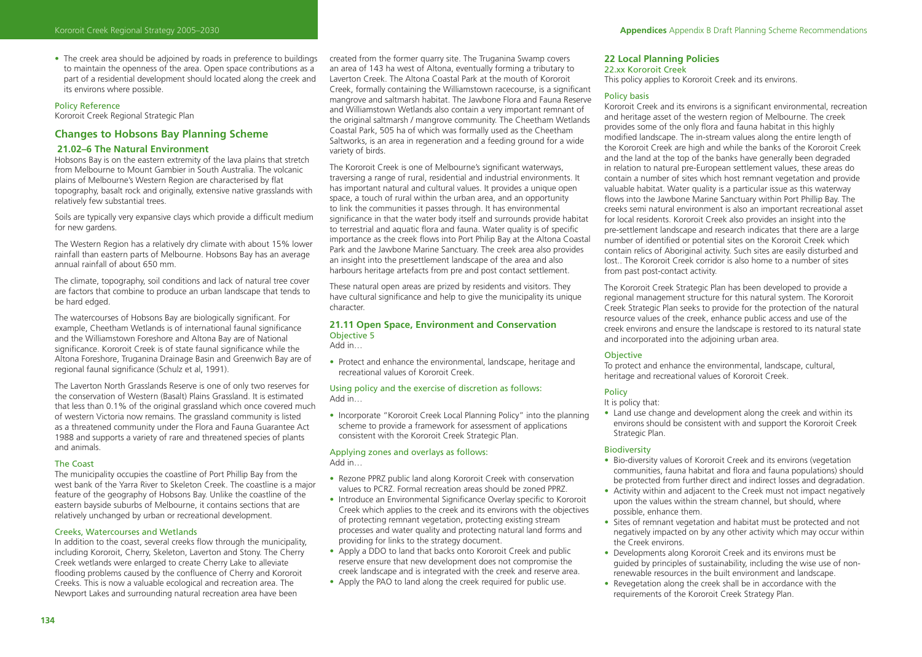- The creek area should be adjoined by roads in preference to buildings to maintain the openness of the area. Open space contributions as a part of a residential development should located along the creek and its environs where possible.

### Policy Reference

Kororoit Creek Regional Strategic Plan

## Changes to Hobsons Bay Planning Scheme

### 21.02–6 The Natural Environment

Hobsons Bay is on the eastern extremity of the lava plains that stretch from Melbourne to Mount Gambier in South Australia. The volcanic plains of Melbourne's Western Region are characterised by flat topography, basalt rock and originally, extensive native grasslands with relatively few substantial trees.

Soils are typically very expansive clays which provide a difficult medium for new gardens.

The Western Region has a relatively dry climate with about 15% lower rainfall than eastern parts of Melbourne. Hobsons Bay has an average annual rainfall of about 650 mm.

The climate, topography, soil conditions and lack of natural tree cover are factors that combine to produce an urban landscape that tends to be hard edged.

The watercourses of Hobsons Bay are biologically significant. For example, Cheetham Wetlands is of international faunal significance and the Williamstown Foreshore and Altona Bay are of National significance. Kororoit Creek is of state faunal significance while the Altona Foreshore, Truganina Drainage Basin and Greenwich Bay are of regional faunal significance (Schulz et al, 1991).

The Laverton North Grasslands Reserve is one of only two reserves for the conservation of Western (Basalt) Plains Grassland. It is estimated that less than 0.1% of the original grassland which once covered much of western Victoria now remains. The grassland community is listed as a threatened community under the Flora and Fauna Guarantee Act 1988 and supports a variety of rare and threatened species of plants and animals.

#### The Coast

The municipality occupies the coastline of Port Phillip Bay from the west bank of the Yarra River to Skeleton Creek. The coastline is a major feature of the geography of Hobsons Bay. Unlike the coastline of the eastern bayside suburbs of Melbourne, it contains sections that are relatively unchanged by urban or recreational development.

#### Creeks, Watercourses and Wetlands

In addition to the coast, several creeks flow through the municipality, including Kororoit, Cherry, Skeleton, Laverton and Stony. The Cherry Creek wetlands were enlarged to create Cherry Lake to alleviate flooding problems caused by the confluence of Cherry and Kororoit Creeks. This is now a valuable ecological and recreation area. The Newport Lakes and surrounding natural recreation area have been created from the former quarry site. The Truganina Swamp covers an area of 143 ha west of Altona, eventually forming a tributary to Laverton Creek. The Altona Coastal Park at the mouth of Kororoit Creek, formally containing the Williamstown racecourse, is a significant mangrove and saltmarsh habitat. The Jawbone Flora and Fauna Reserve and Williamstown Wetlands also contain a very important remnant of the original saltmarsh / mangrove community. The Cheetham Wetlands Coastal Park, 505 ha of which was formally used as the Cheetham Saltworks, is an area in regeneration and a feeding ground for a wide variety of birds.

The Kororoit Creek is one of Melbourne's significant waterways, traversing a range of rural, residential and industrial environments. It has important natural and cultural values. It provides a unique open space, a touch of rural within the urban area, and an opportunity to link the communities it passes through. It has environmental significance in that the water body itself and surrounds provide habitat to terrestrial and aquatic flora and fauna. Water quality is of specific importance as the creek flows into Port Philip Bay at the Altona Coastal Park and the Jawbone Marine Sanctuary. The creek area also provides an insight into the presettlement landscape of the area and also harbours heritage artefacts from pre and post contact settlement.

These natural open areas are prized by residents and visitors. They have cultural significance and help to give the municipality its unique character.

### 21.11 Open Space, Environment and Conservation

#### Objective 5

Add in…

- Protect and enhance the environmental, landscape, heritage and recreational values of Kororoit Creek.

#### Using policy and the exercise of discretion as follows:

Add in…

- Incorporate "Kororoit Creek Local Planning Policy" into the planning scheme to provide a framework for assessment of applications consistent with the Kororoit Creek Strategic Plan.

#### Applying zones and overlays as follows:

Add in…

- Rezone PPRZ public land along Kororoit Creek with conservation values to PCRZ. Formal recreation areas should be zoned PPRZ.
- Introduce an Environmental Significance Overlay specific to Kororoit Creek which applies to the creek and its environs with the objectives of protecting remnant vegetation, protecting existing stream processes and water quality and protecting natural land forms and providing for links to the strategy document.
- Apply a DDO to land that backs onto Kororoit Creek and public reserve ensure that new development does not compromise the creek landscape and is integrated with the creek and reserve area.
- Apply the PAO to land along the creek required for public use.

## 22 Local Planning Policies

### 22.xx Kororoit Creek

This policy applies to Kororoit Creek and its environs.

#### Policy basis

Kororoit Creek and its environs is a significant environmental, recreation and heritage asset of the western region of Melbourne. The creek provides some of the only flora and fauna habitat in this highly modified landscape. The in-stream values along the entire length of the Kororoit Creek are high and while the banks of the Kororoit Creek and the land at the top of the banks have generally been degraded in relation to natural pre-European settlement values, these areas do contain a number of sites which host remnant vegetation and provide valuable habitat. Water quality is a particular issue as this waterway flows into the Jawbone Marine Sanctuary within Port Phillip Bay. The creeks semi natural environment is also an important recreational asset for local residents. Kororoit Creek also provides an insight into the pre-settlement landscape and research indicates that there are a large number of identified or potential sites on the Kororoit Creek which contain relics of Aboriginal activity. Such sites are easily disturbed and lost.. The Kororoit Creek corridor is also home to a number of sites from past post-contact activity.

The Kororoit Creek Strategic Plan has been developed to provide a regional management structure for this natural system. The Kororoit Creek Strategic Plan seeks to provide for the protection of the natural resource values of the creek, enhance public access and use of the creek environs and ensure the landscape is restored to its natural state and incorporated into the adjoining urban area.

#### Objective

To protect and enhance the environmental, landscape, cultural, heritage and recreational values of Kororoit Creek.

#### Policy

It is policy that:

- Land use change and development along the creek and within its environs should be consistent with and support the Kororoit Creek Strategic Plan.

#### Biodiversity

- Bio-diversity values of Kororoit Creek and its environs (vegetation communities, fauna habitat and flora and fauna populations) should be protected from further direct and indirect losses and degradation.
- Activity within and adjacent to the Creek must not impact negatively upon the values within the stream channel, but should, where possible, enhance them.
- Sites of remnant vegetation and habitat must be protected and not negatively impacted on by any other activity which may occur within the Creek environs.
- Developments along Kororoit Creek and its environs must be guided by principles of sustainability, including the wise use of non-renewable resources in the built environment and landscape.
- Revegetation along the creek shall be in accordance with the requirements of the Kororoit Creek Strategy Plan.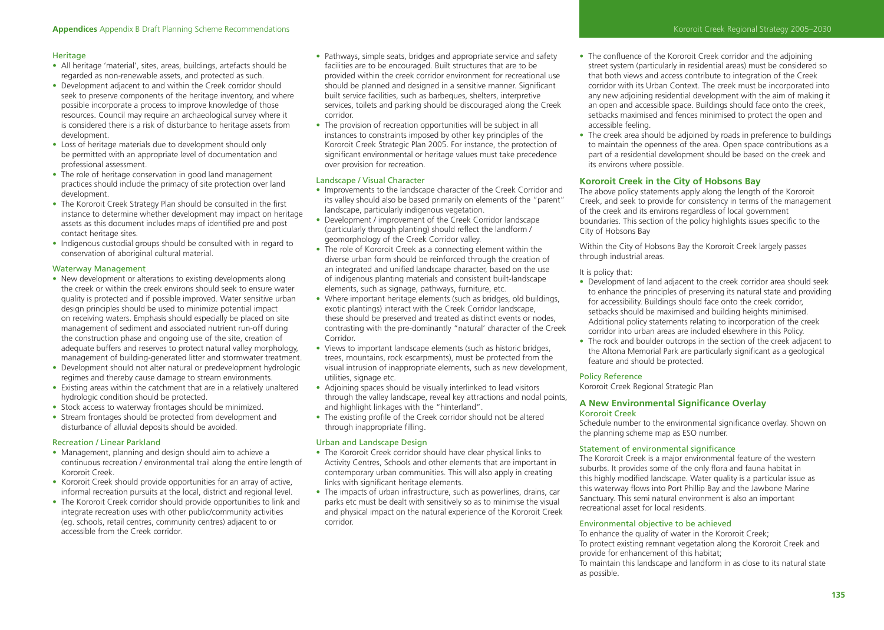### Heritage

- All heritage 'material', sites, areas, buildings, artefacts should be regarded as non-renewable assets, and protected as such.
- Development adjacent to and within the Creek corridor should seek to preserve components of the heritage inventory, and where possible incorporate a process to improve knowledge of those resources. Council may require an archaeological survey where it is considered there is a risk of disturbance to heritage assets from development.
- Loss of heritage materials due to development should only be permitted with an appropriate level of documentation and professional assessment.
- The role of heritage conservation in good land management practices should include the primacy of site protection over land development.
- The Kororoit Creek Strategy Plan should be consulted in the first instance to determine whether development may impact on heritage assets as this document includes maps of identified pre and post contact heritage sites.
- Indigenous custodial groups should be consulted with in regard to conservation of aboriginal cultural material.

### Waterway Management

- New development or alterations to existing developments along the creek or within the creek environs should seek to ensure water quality is protected and if possible improved. Water sensitive urban design principles should be used to minimize potential impact on receiving waters. Emphasis should especially be placed on site management of sediment and associated nutrient run-off during the construction phase and ongoing use of the site, creation of adequate buffers and reserves to protect natural valley morphology, management of building-generated litter and stormwater treatment.
- Development should not alter natural or predevelopment hydrologic regimes and thereby cause damage to stream environments.
- Existing areas within the catchment that are in a relatively unaltered hydrologic condition should be protected.
- Stock access to waterway frontages should be minimized.
- Stream frontages should be protected from development and disturbance of alluvial deposits should be avoided.

### Recreation / Linear Parkland

- Management, planning and design should aim to achieve a continuous recreation / environmental trail along the entire length of Kororoit Creek.
- Kororoit Creek should provide opportunities for an array of active, informal recreation pursuits at the local, district and regional level.
- The Kororoit Creek corridor should provide opportunities to link and integrate recreation uses with other public/community activities (eg. schools, retail centres, community centres) adjacent to or accessible from the Creek corridor.
- Pathways, simple seats, bridges and appropriate service and safety facilities are to be encouraged. Built structures that are to be provided within the creek corridor environment for recreational use should be planned and designed in a sensitive manner. Significant built service facilities, such as barbeques, shelters, interpretive services, toilets and parking should be discouraged along the Creek corridor.
- The provision of recreation opportunities will be subject in all instances to constraints imposed by other key principles of the Kororoit Creek Strategic Plan 2005. For instance, the protection of significant environmental or heritage values must take precedence over provision for recreation.

### Landscape / Visual Character

- Improvements to the landscape character of the Creek Corridor and its valley should also be based primarily on elements of the "parent" landscape, particularly indigenous vegetation.
- Development / improvement of the Creek Corridor landscape (particularly through planting) should reflect the landform / geomorphology of the Creek Corridor valley.
- The role of Kororoit Creek as a connecting element within the diverse urban form should be reinforced through the creation of an integrated and unified landscape character, based on the use of indigenous planting materials and consistent built-landscape elements, such as signage, pathways, furniture, etc.
- Where important heritage elements (such as bridges, old buildings, exotic plantings) interact with the Creek Corridor landscape, these should be preserved and treated as distinct events or nodes, contrasting with the pre-dominantly "natural' character of the Creek Corridor.
- Views to important landscape elements (such as historic bridges, trees, mountains, rock escarpments), must be protected from the visual intrusion of inappropriate elements, such as new development, utilities, signage etc.
- Adjoining spaces should be visually interlinked to lead visitors through the valley landscape, reveal key attractions and nodal points, and highlight linkages with the "hinterland".
- The existing profile of the Creek corridor should not be altered through inappropriate filling.

### Urban and Landscape Design

- The Kororoit Creek corridor should have clear physical links to Activity Centres, Schools and other elements that are important in contemporary urban communities. This will also apply in creating links with significant heritage elements.
- The impacts of urban infrastructure, such as powerlines, drains, car parks etc must be dealt with sensitively so as to minimise the visual and physical impact on the natural experience of the Kororoit Creek corridor.
- The confluence of the Kororoit Creek corridor and the adjoining street system (particularly in residential areas) must be considered so that both views and access contribute to integration of the Creek corridor with its Urban Context. The creek must be incorporated into any new adjoining residential development with the aim of making it an open and accessible space. Buildings should face onto the creek, setbacks maximised and fences minimised to protect the open and accessible feeling.
- The creek area should be adjoined by roads in preference to buildings to maintain the openness of the area. Open space contributions as a part of a residential development should be based on the creek and its environs where possible.

## Kororoit Creek in the City of Hobsons Bay

The above policy statements apply along the length of the Kororoit Creek, and seek to provide for consistency in terms of the management of the creek and its environs regardless of local government boundaries. This section of the policy highlights issues specific to the City of Hobsons Bay

Within the City of Hobsons Bay the Kororoit Creek largely passes through industrial areas.

It is policy that:

- Development of land adjacent to the creek corridor area should seek to enhance the principles of preserving its natural state and providing for accessibility. Buildings should face onto the creek corridor, setbacks should be maximised and building heights minimised. Additional policy statements relating to incorporation of the creek corridor into urban areas are included elsewhere in this Policy.
- The rock and boulder outcrops in the section of the creek adjacent to the Altona Memorial Park are particularly significant as a geological feature and should be protected.

### Policy Reference

Kororoit Creek Regional Strategic Plan

## A New Environmental Significance Overlay

### Kororoit Creek

Schedule number to the environmental significance overlay. Shown on the planning scheme map as ESO number.

### Statement of environmental significance

The Kororoit Creek is a major environmental feature of the western suburbs. It provides some of the only flora and fauna habitat in this highly modified landscape. Water quality is a particular issue as this waterway flows into Port Phillip Bay and the Jawbone Marine Sanctuary. This semi natural environment is also an important recreational asset for local residents.

### Environmental objective to be achieved

To enhance the quality of water in the Kororoit Creek;
To protect existing remnant vegetation along the Kororoit Creek and provide for enhancement of this habitat;
To maintain this landscape and landform in as close to its natural state as possible.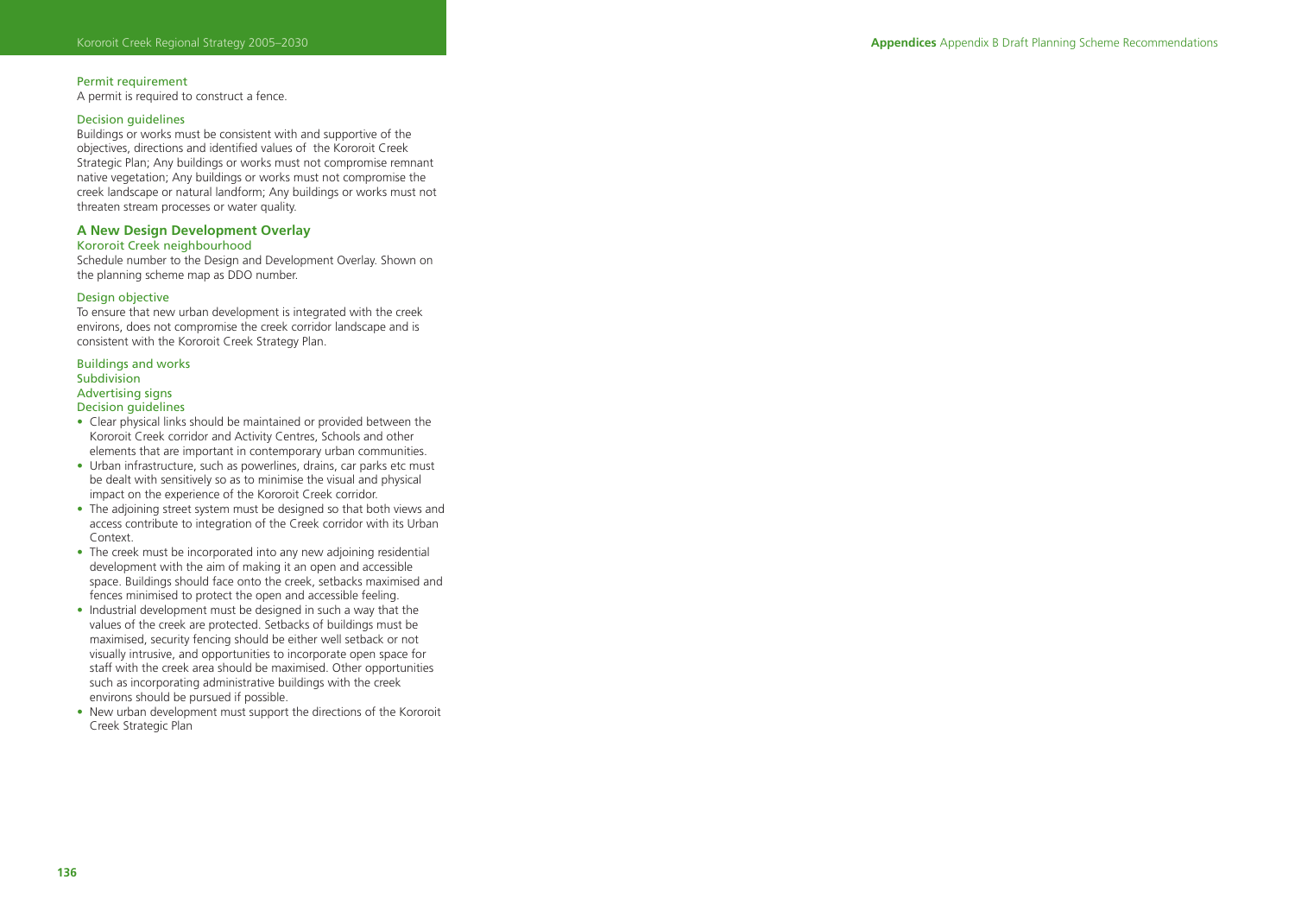#### Permit requirement

A permit is required to construct a fence.

#### Decision guidelines

Buildings or works must be consistent with and supportive of the objectives, directions and identified values of  the Kororoit Creek Strategic Plan; Any buildings or works must not compromise remnant native vegetation; Any buildings or works must not compromise the creek landscape or natural landform; Any buildings or works must not threaten stream processes or water quality.

### A New Design Development Overlay

#### Kororoit Creek neighbourhood

Schedule number to the Design and Development Overlay. Shown on the planning scheme map as DDO number.

#### Design objective

To ensure that new urban development is integrated with the creek environs, does not compromise the creek corridor landscape and is consistent with the Kororoit Creek Strategy Plan.

#### Buildings and works

#### Subdivision

#### Advertising signs

#### Decision guidelines

- Clear physical links should be maintained or provided between the Kororoit Creek corridor and Activity Centres, Schools and other elements that are important in contemporary urban communities.
- Urban infrastructure, such as powerlines, drains, car parks etc must be dealt with sensitively so as to minimise the visual and physical impact on the experience of the Kororoit Creek corridor.
- The adjoining street system must be designed so that both views and access contribute to integration of the Creek corridor with its Urban Context.
- The creek must be incorporated into any new adjoining residential development with the aim of making it an open and accessible space. Buildings should face onto the creek, setbacks maximised and fences minimised to protect the open and accessible feeling.
- Industrial development must be designed in such a way that the values of the creek are protected. Setbacks of buildings must be maximised, security fencing should be either well setback or not visually intrusive, and opportunities to incorporate open space for staff with the creek area should be maximised. Other opportunities such as incorporating administrative buildings with the creek environs should be pursued if possible.
- New urban development must support the directions of the Kororoit Creek Strategic Plan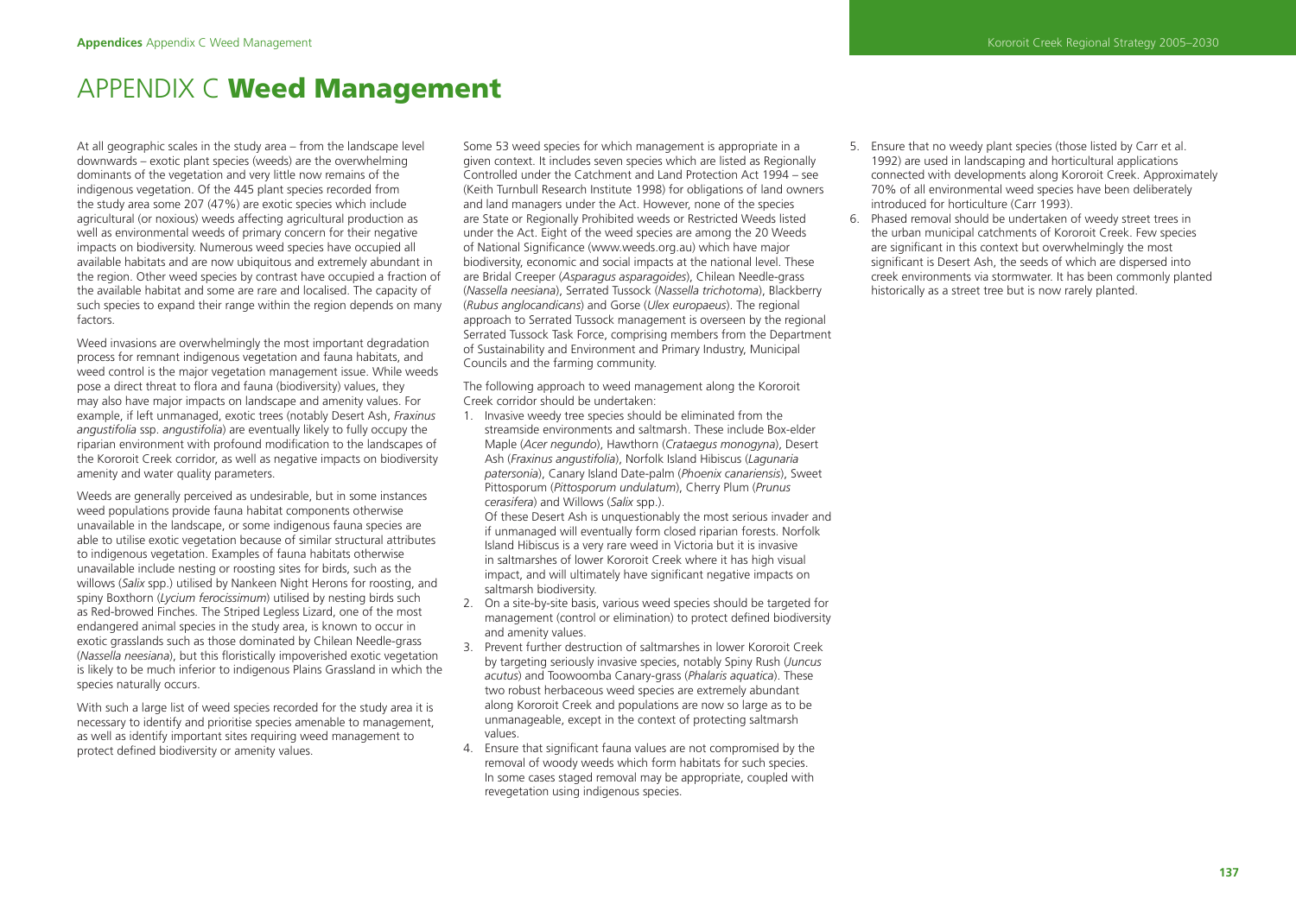# APPENDIX C **Weed Management**

At all geographic scales in the study area – from the landscape level downwards – exotic plant species (weeds) are the overwhelming dominants of the vegetation and very little now remains of the indigenous vegetation. Of the 445 plant species recorded from the study area some 207 (47%) are exotic species which include agricultural (or noxious) weeds affecting agricultural production as well as environmental weeds of primary concern for their negative impacts on biodiversity. Numerous weed species have occupied all available habitats and are now ubiquitous and extremely abundant in the region. Other weed species by contrast have occupied a fraction of the available habitat and some are rare and localised. The capacity of such species to expand their range within the region depends on many factors.

Weed invasions are overwhelmingly the most important degradation process for remnant indigenous vegetation and fauna habitats, and weed control is the major vegetation management issue. While weeds pose a direct threat to flora and fauna (biodiversity) values, they may also have major impacts on landscape and amenity values. For example, if left unmanaged, exotic trees (notably Desert Ash, *Fraxinus angustifolia* ssp. *angustifolia*) are eventually likely to fully occupy the riparian environment with profound modification to the landscapes of the Kororoit Creek corridor, as well as negative impacts on biodiversity amenity and water quality parameters.

Weeds are generally perceived as undesirable, but in some instances weed populations provide fauna habitat components otherwise unavailable in the landscape, or some indigenous fauna species are able to utilise exotic vegetation because of similar structural attributes to indigenous vegetation. Examples of fauna habitats otherwise unavailable include nesting or roosting sites for birds, such as the willows (*Salix* spp.) utilised by Nankeen Night Herons for roosting, and spiny Boxthorn (*Lycium ferocissimum*) utilised by nesting birds such as Red-browed Finches. The Striped Legless Lizard, one of the most endangered animal species in the study area, is known to occur in exotic grasslands such as those dominated by Chilean Needle-grass (*Nassella neesiana*), but this floristically impoverished exotic vegetation is likely to be much inferior to indigenous Plains Grassland in which the species naturally occurs.

With such a large list of weed species recorded for the study area it is necessary to identify and prioritise species amenable to management, as well as identify important sites requiring weed management to protect defined biodiversity or amenity values.

Some 53 weed species for which management is appropriate in a given context. It includes seven species which are listed as Regionally Controlled under the Catchment and Land Protection Act 1994 – see (Keith Turnbull Research Institute 1998) for obligations of land owners and land managers under the Act. However, none of the species are State or Regionally Prohibited weeds or Restricted Weeds listed under the Act. Eight of the weed species are among the 20 Weeds of National Significance (www.weeds.org.au) which have major biodiversity, economic and social impacts at the national level. These are Bridal Creeper (*Asparagus asparagoides*), Chilean Needle-grass (*Nassella neesiana*), Serrated Tussock (*Nassella trichotoma*), Blackberry (*Rubus anglocandicans*) and Gorse (*Ulex europaeus*). The regional approach to Serrated Tussock management is overseen by the regional Serrated Tussock Task Force, comprising members from the Department of Sustainability and Environment and Primary Industry, Municipal Councils and the farming community.

The following approach to weed management along the Kororoit Creek corridor should be undertaken:

1. Invasive weedy tree species should be eliminated from the streamside environments and saltmarsh. These include Box-elder Maple (*Acer negundo*), Hawthorn (*Crataegus monogyna*), Desert Ash (*Fraxinus angustifolia*), Norfolk Island Hibiscus (*Lagunaria patersonia*), Canary Island Date-palm (*Phoenix canariensis*), Sweet Pittosporum (*Pittosporum undulatum*), Cherry Plum (*Prunus cerasifera*) and Willows (*Salix* spp.).
   Of these Desert Ash is unquestionably the most serious invader and if unmanaged will eventually form closed riparian forests. Norfolk Island Hibiscus is a very rare weed in Victoria but it is invasive in saltmarshes of lower Kororoit Creek where it has high visual impact, and will ultimately have significant negative impacts on saltmarsh biodiversity.
2. On a site-by-site basis, various weed species should be targeted for management (control or elimination) to protect defined biodiversity and amenity values.
3. Prevent further destruction of saltmarshes in lower Kororoit Creek by targeting seriously invasive species, notably Spiny Rush (*Juncus acutus*) and Toowoomba Canary-grass (*Phalaris aquatica*). These two robust herbaceous weed species are extremely abundant along Kororoit Creek and populations are now so large as to be unmanageable, except in the context of protecting saltmarsh values.
4. Ensure that significant fauna values are not compromised by the removal of woody weeds which form habitats for such species. In some cases staged removal may be appropriate, coupled with revegetation using indigenous species.
5. Ensure that no weedy plant species (those listed by Carr et al. 1992) are used in landscaping and horticultural applications connected with developments along Kororoit Creek. Approximately 70% of all environmental weed species have been deliberately introduced for horticulture (Carr 1993).
6. Phased removal should be undertaken of weedy street trees in the urban municipal catchments of Kororoit Creek. Few species are significant in this context but overwhelmingly the most significant is Desert Ash, the seeds of which are dispersed into creek environments via stormwater. It has been commonly planted historically as a street tree but is now rarely planted.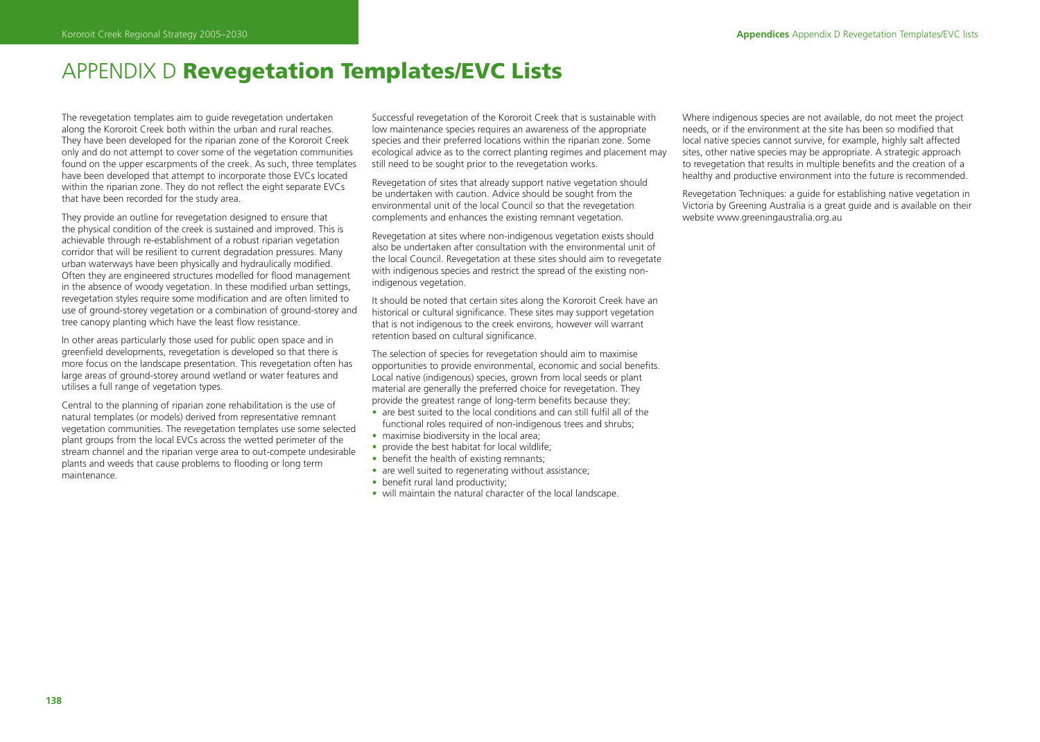# APPENDIX D **Revegetation Templates/EVC Lists**

The revegetation templates aim to guide revegetation undertaken along the Kororoit Creek both within the urban and rural reaches. They have been developed for the riparian zone of the Kororoit Creek only and do not attempt to cover some of the vegetation communities found on the upper escarpments of the creek. As such, three templates have been developed that attempt to incorporate those EVCs located within the riparian zone. They do not reflect the eight separate EVCs that have been recorded for the study area.

They provide an outline for revegetation designed to ensure that the physical condition of the creek is sustained and improved. This is achievable through re-establishment of a robust riparian vegetation corridor that will be resilient to current degradation pressures. Many urban waterways have been physically and hydraulically modified. Often they are engineered structures modelled for flood management in the absence of woody vegetation. In these modified urban settings, revegetation styles require some modification and are often limited to use of ground-storey vegetation or a combination of ground-storey and tree canopy planting which have the least flow resistance.

In other areas particularly those used for public open space and in greenfield developments, revegetation is developed so that there is more focus on the landscape presentation. This revegetation often has large areas of ground-storey around wetland or water features and utilises a full range of vegetation types.

Central to the planning of riparian zone rehabilitation is the use of natural templates (or models) derived from representative remnant vegetation communities. The revegetation templates use some selected plant groups from the local EVCs across the wetted perimeter of the stream channel and the riparian verge area to out-compete undesirable plants and weeds that cause problems to flooding or long term maintenance.

Successful revegetation of the Kororoit Creek that is sustainable with low maintenance species requires an awareness of the appropriate species and their preferred locations within the riparian zone. Some ecological advice as to the correct planting regimes and placement may still need to be sought prior to the revegetation works.

Revegetation of sites that already support native vegetation should be undertaken with caution. Advice should be sought from the environmental unit of the local Council so that the revegetation complements and enhances the existing remnant vegetation.

Revegetation at sites where non-indigenous vegetation exists should also be undertaken after consultation with the environmental unit of the local Council. Revegetation at these sites should aim to revegetate with indigenous species and restrict the spread of the existing non-indigenous vegetation.

It should be noted that certain sites along the Kororoit Creek have an historical or cultural significance. These sites may support vegetation that is not indigenous to the creek environs, however will warrant retention based on cultural significance.

The selection of species for revegetation should aim to maximise opportunities to provide environmental, economic and social benefits. Local native (indigenous) species, grown from local seeds or plant material are generally the preferred choice for revegetation. They provide the greatest range of long-term benefits because they:

- are best suited to the local conditions and can still fulfil all of the functional roles required of non-indigenous trees and shrubs;
- maximise biodiversity in the local area;
- provide the best habitat for local wildlife;
- benefit the health of existing remnants;
- are well suited to regenerating without assistance;
- benefit rural land productivity;
- will maintain the natural character of the local landscape.

Where indigenous species are not available, do not meet the project needs, or if the environment at the site has been so modified that local native species cannot survive, for example, highly salt affected sites, other native species may be appropriate. A strategic approach to revegetation that results in multiple benefits and the creation of a healthy and productive environment into the future is recommended.

Revegetation Techniques: a guide for establishing native vegetation in Victoria by Greening Australia is a great guide and is available on their website www.greeningaustralia.org.au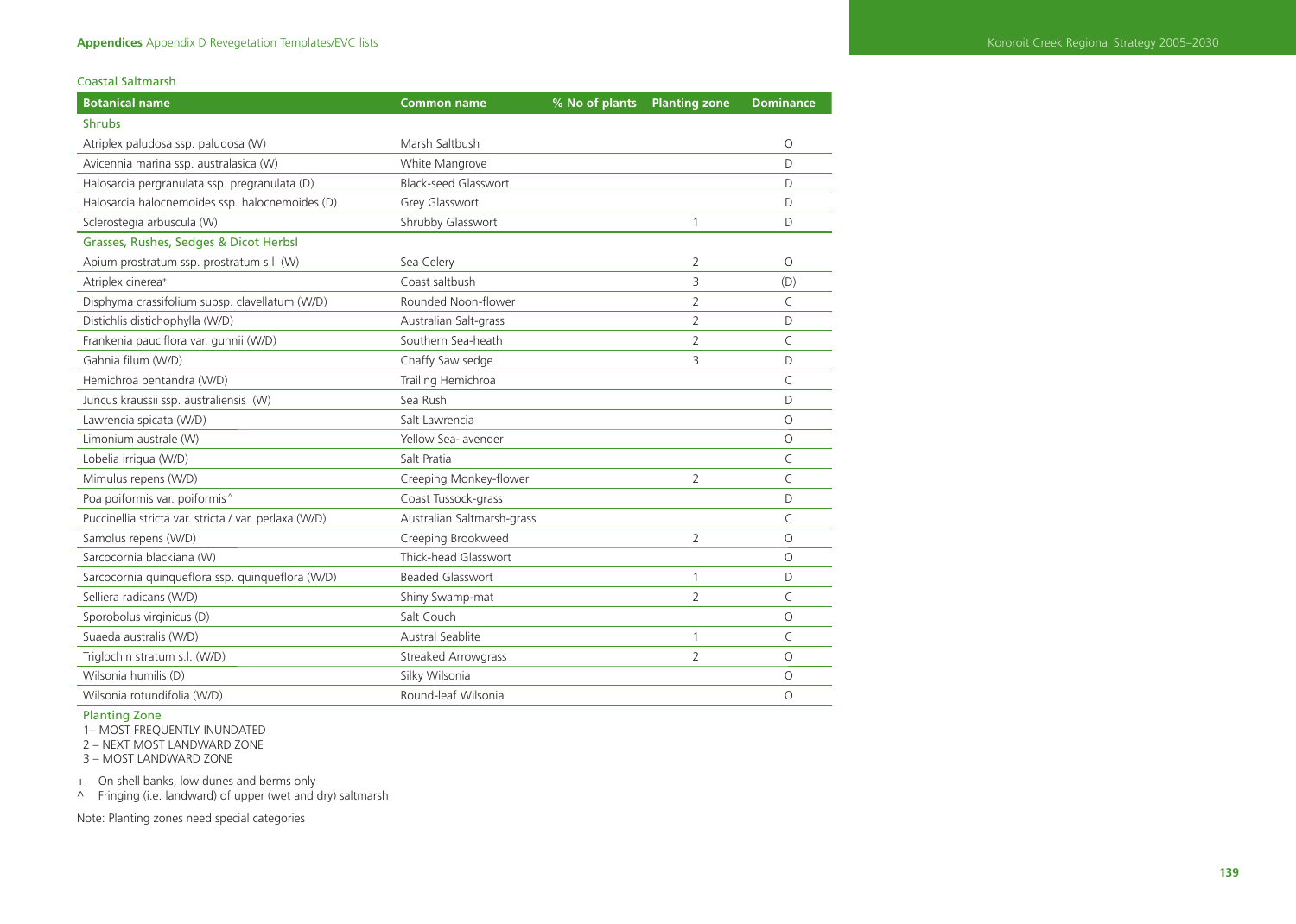### Coastal Saltmarsh

| Botanical name | Common name | % No of plants | Planting zone | Dominance |
|---|---|---|---|---|
| **Shrubs** | | | | |
| Atriplex paludosa ssp. paludosa (W) | Marsh Saltbush | | | O |
| Avicennia marina ssp. australasica (W) | White Mangrove | | | D |
| Halosarcia pergranulata ssp. pregranulata (D) | Black-seed Glasswort | | | D |
| Halosarcia halocnemoides ssp. halocnemoides (D) | Grey Glasswort | | | D |
| Sclerostegia arbuscula (W) | Shrubby Glasswort | | 1 | D |
| **Grasses, Rushes, Sedges & Dicot Herbsl** | | | | |
| Apium prostratum ssp. prostratum s.l. (W) | Sea Celery | | 2 | O |
| Atriplex cinerea+ | Coast saltbush | | 3 | (D) |
| Disphyma crassifolium subsp. clavellatum (W/D) | Rounded Noon-flower | | 2 | C |
| Distichlis distichophylla (W/D) | Australian Salt-grass | | 2 | D |
| Frankenia pauciflora var. gunnii (W/D) | Southern Sea-heath | | 2 | C |
| Gahnia filum (W/D) | Chaffy Saw sedge | | 3 | D |
| Hemichroa pentandra (W/D) | Trailing Hemichroa | | | C |
| Juncus kraussii ssp. australiensis (W) | Sea Rush | | | D |
| Lawrencia spicata (W/D) | Salt Lawrencia | | | O |
| Limonium australe (W) | Yellow Sea-lavender | | | O |
| Lobelia irrigua (W/D) | Salt Pratia | | | C |
| Mimulus repens (W/D) | Creeping Monkey-flower | | 2 | C |
| Poa poiformis var. poiformis^ | Coast Tussock-grass | | | D |
| Puccinellia stricta var. stricta / var. perlaxa (W/D) | Australian Saltmarsh-grass | | | C |
| Samolus repens (W/D) | Creeping Brookweed | | 2 | O |
| Sarcocornia blackiana (W) | Thick-head Glasswort | | | O |
| Sarcocornia quinqueflora ssp. quinqueflora (W/D) | Beaded Glasswort | | 1 | D |
| Selliera radicans (W/D) | Shiny Swamp-mat | | 2 | C |
| Sporobolus virginicus (D) | Salt Couch | | | O |
| Suaeda australis (W/D) | Austral Seablite | | 1 | C |
| Triglochin stratum s.l. (W/D) | Streaked Arrowgrass | | 2 | O |
| Wilsonia humilis (D) | Silky Wilsonia | | | O |
| Wilsonia rotundifolia (W/D) | Round-leaf Wilsonia | | | O |

**Planting Zone**

1– MOST FREQUENTLY INUNDATED
2 – NEXT MOST LANDWARD ZONE
3 – MOST LANDWARD ZONE

+ On shell banks, low dunes and berms only
^ Fringing (i.e. landward) of upper (wet and dry) saltmarsh

Note: Planting zones need special categories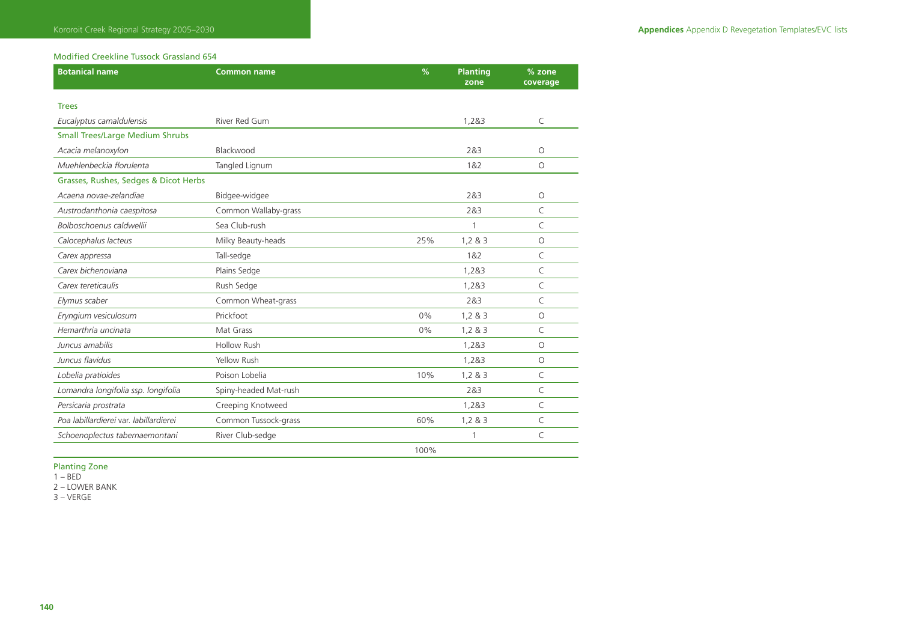### Modified Creekline Tussock Grassland 654

| Botanical name | Common name | % | Planting zone | % zone coverage |
|---|---|---|---|---|
| **Trees** | | | | |
| *Eucalyptus camaldulensis* | River Red Gum | | 1,2&3 | C |
| **Small Trees/Large Medium Shrubs** | | | | |
| *Acacia melanoxylon* | Blackwood | | 2&3 | O |
| *Muehlenbeckia florulenta* | Tangled Lignum | | 1&2 | O |
| **Grasses, Rushes, Sedges & Dicot Herbs** | | | | |
| *Acaena novae-zelandiae* | Bidgee-widgee | | 2&3 | O |
| *Austrodanthonia caespitosa* | Common Wallaby-grass | | 2&3 | C |
| *Bolboschoenus caldwellii* | Sea Club-rush | | 1 | C |
| *Calocephalus lacteus* | Milky Beauty-heads | 25% | 1,2 & 3 | O |
| *Carex appressa* | Tall-sedge | | 1&2 | C |
| *Carex bichenoviana* | Plains Sedge | | 1,2&3 | C |
| *Carex tereticaulis* | Rush Sedge | | 1,2&3 | C |
| *Elymus scaber* | Common Wheat-grass | | 2&3 | C |
| *Eryngium vesiculosum* | Prickfoot | 0% | 1,2 & 3 | O |
| *Hemarthria uncinata* | Mat Grass | 0% | 1,2 & 3 | C |
| *Juncus amabilis* | Hollow Rush | | 1,2&3 | O |
| *Juncus flavidus* | Yellow Rush | | 1,2&3 | O |
| *Lobelia pratioides* | Poison Lobelia | 10% | 1,2 & 3 | C |
| *Lomandra longifolia ssp. longifolia* | Spiny-headed Mat-rush | | 2&3 | C |
| *Persicaria prostrata* | Creeping Knotweed | | 1,2&3 | C |
| *Poa labillardierei var. labillardierei* | Common Tussock-grass | 60% | 1,2 & 3 | C |
| *Schoenoplectus tabernaemontani* | River Club-sedge | | 1 | C |
| | | 100% | | |

Planting Zone

1 – BED

2 – LOWER BANK

3 – VERGE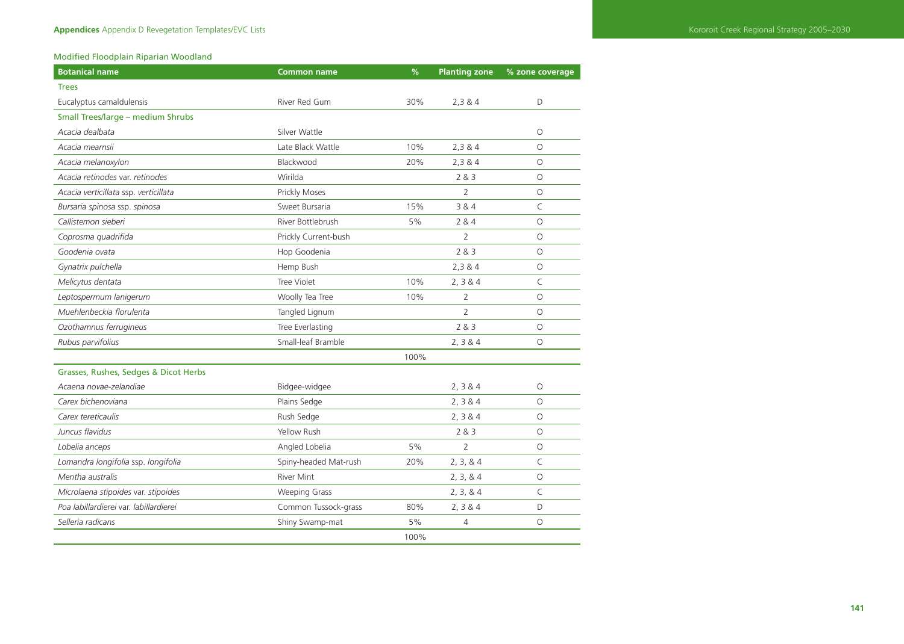### Modified Floodplain Riparian Woodland

| Botanical name | Common name | % | Planting zone | % zone coverage |
|---|---|---|---|---|
| **Trees** | | | | |
| Eucalyptus camaldulensis | River Red Gum | 30% | 2,3 & 4 | D |
| **Small Trees/large – medium Shrubs** | | | | |
| *Acacia dealbata* | Silver Wattle | | | O |
| *Acacia mearnsii* | Late Black Wattle | 10% | 2,3 & 4 | O |
| *Acacia melanoxylon* | Blackwood | 20% | 2,3 & 4 | O |
| *Acacia retinodes* var. *retinodes* | Wirilda | | 2 & 3 | O |
| *Acacia verticillata* ssp. *verticillata* | Prickly Moses | | 2 | O |
| *Bursaria spinosa* ssp. *spinosa* | Sweet Bursaria | 15% | 3 & 4 | C |
| *Callistemon sieberi* | River Bottlebrush | 5% | 2 & 4 | O |
| *Coprosma quadrifida* | Prickly Current-bush | | 2 | O |
| *Goodenia ovata* | Hop Goodenia | | 2 & 3 | O |
| *Gynatrix pulchella* | Hemp Bush | | 2,3 & 4 | O |
| *Melicytus dentata* | Tree Violet | 10% | 2, 3 & 4 | C |
| *Leptospermum lanigerum* | Woolly Tea Tree | 10% | 2 | O |
| *Muehlenbeckia florulenta* | Tangled Lignum | | 2 | O |
| *Ozothamnus ferrugineus* | Tree Everlasting | | 2 & 3 | O |
| *Rubus parvifolius* | Small-leaf Bramble | | 2, 3 & 4 | O |
| | | 100% | | |
| **Grasses, Rushes, Sedges & Dicot Herbs** | | | | |
| *Acaena novae-zelandiae* | Bidgee-widgee | | 2, 3 & 4 | O |
| *Carex bichenoviana* | Plains Sedge | | 2, 3 & 4 | O |
| *Carex tereticaulis* | Rush Sedge | | 2, 3 & 4 | O |
| *Juncus flavidus* | Yellow Rush | | 2 & 3 | O |
| *Lobelia anceps* | Angled Lobelia | 5% | 2 | O |
| *Lomandra longifolia* ssp. *longifolia* | Spiny-headed Mat-rush | 20% | 2, 3, & 4 | C |
| *Mentha australis* | River Mint | | 2, 3, & 4 | O |
| *Microlaena stipoides* var. *stipoides* | Weeping Grass | | 2, 3, & 4 | C |
| *Poa labillardierei* var. *labillardierei* | Common Tussock-grass | 80% | 2, 3 & 4 | D |
| *Selleria radicans* | Shiny Swamp-mat | 5% | 4 | O |
| | | 100% | | |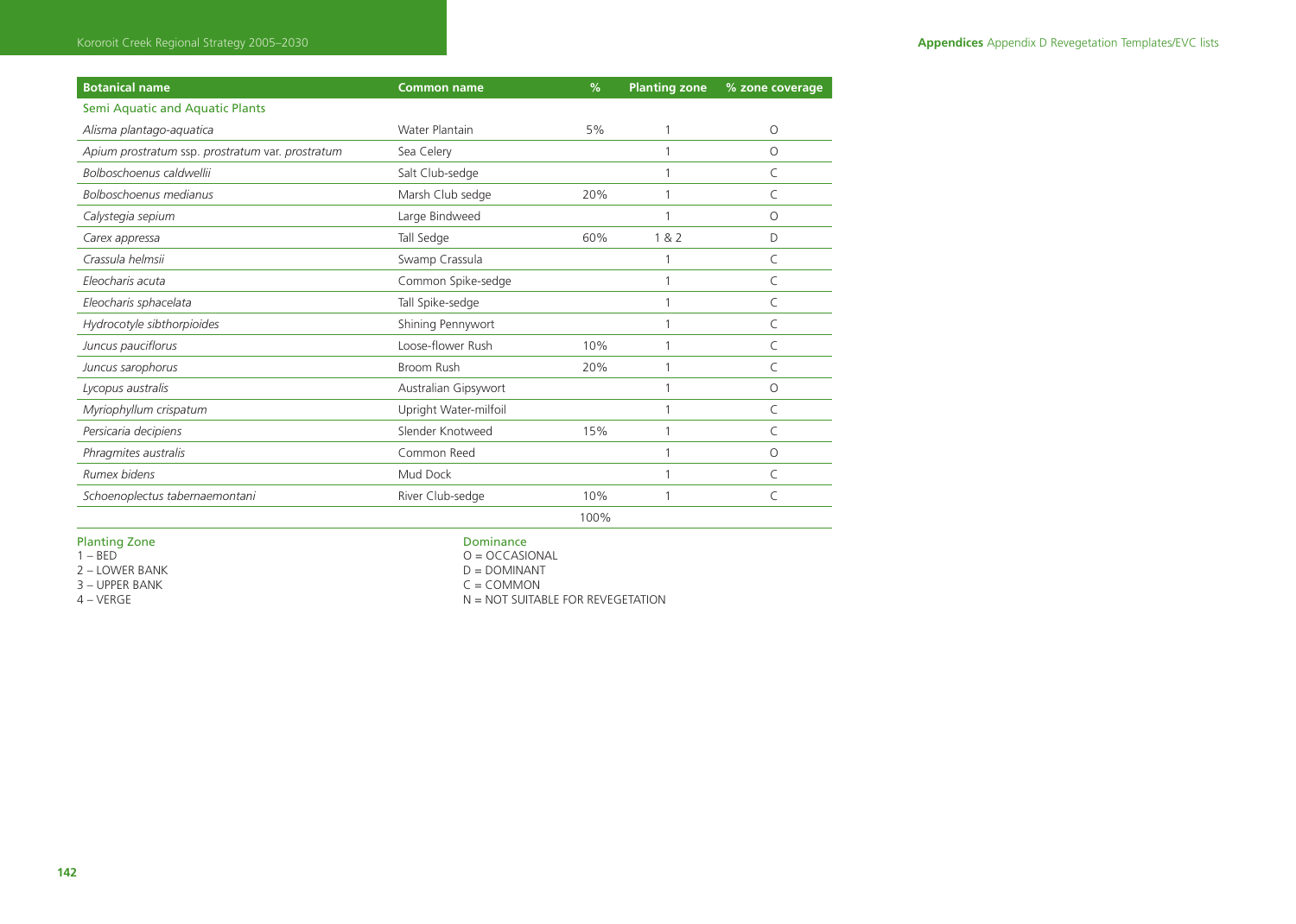| Botanical name | Common name | % | Planting zone | % zone coverage |
|---|---|---|---|---|
| Semi Aquatic and Aquatic Plants | | | | |
| *Alisma plantago-aquatica* | Water Plantain | 5% | 1 | O |
| *Apium prostratum* ssp. *prostratum* var. *prostratum* | Sea Celery | | 1 | O |
| *Bolboschoenus caldwellii* | Salt Club-sedge | | 1 | C |
| *Bolboschoenus medianus* | Marsh Club sedge | 20% | 1 | C |
| *Calystegia sepium* | Large Bindweed | | 1 | O |
| *Carex appressa* | Tall Sedge | 60% | 1 & 2 | D |
| *Crassula helmsii* | Swamp Crassula | | 1 | C |
| *Eleocharis acuta* | Common Spike-sedge | | 1 | C |
| *Eleocharis sphacelata* | Tall Spike-sedge | | 1 | C |
| *Hydrocotyle sibthorpioides* | Shining Pennywort | | 1 | C |
| *Juncus pauciflorus* | Loose-flower Rush | 10% | 1 | C |
| *Juncus sarophorus* | Broom Rush | 20% | 1 | C |
| *Lycopus australis* | Australian Gipsywort | | 1 | O |
| *Myriophyllum crispatum* | Upright Water-milfoil | | 1 | C |
| *Persicaria decipiens* | Slender Knotweed | 15% | 1 | C |
| *Phragmites australis* | Common Reed | | 1 | O |
| *Rumex bidens* | Mud Dock | | 1 | C |
| *Schoenoplectus tabernaemontani* | River Club-sedge | 10% | 1 | C |
| | | 100% | | |

Planting Zone
1 – BED
2 – LOWER BANK
3 – UPPER BANK
4 – VERGE

Dominance
O = OCCASIONAL
D = DOMINANT
C = COMMON
N = NOT SUITABLE FOR REVEGETATION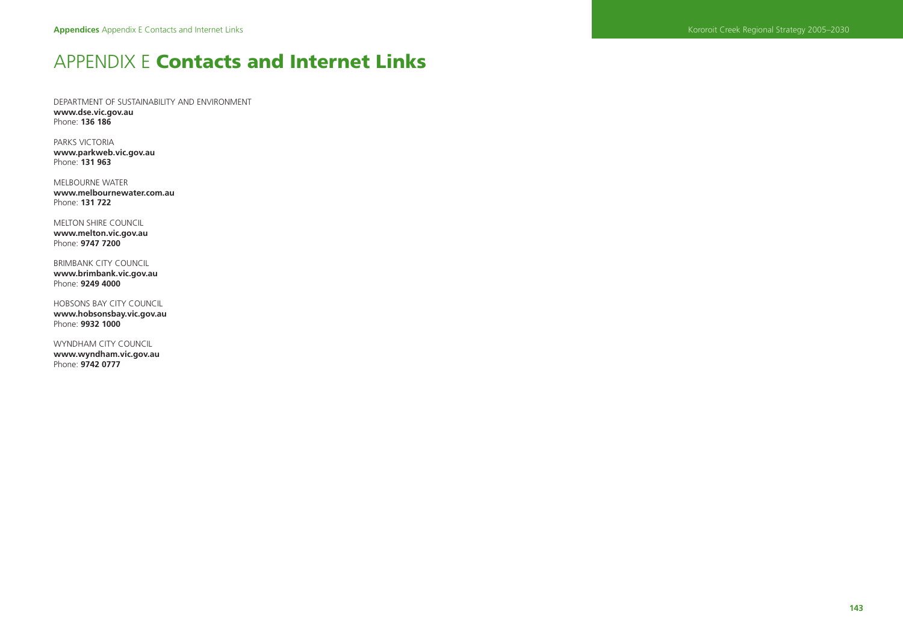# APPENDIX E **Contacts and Internet Links**

DEPARTMENT OF SUSTAINABILITY AND ENVIRONMENT
**www.dse.vic.gov.au**
Phone: **136 186**

PARKS VICTORIA
**www.parkweb.vic.gov.au**
Phone: **131 963**

MELBOURNE WATER
**www.melbournewater.com.au**
Phone: **131 722**

MELTON SHIRE COUNCIL
**www.melton.vic.gov.au**
Phone: **9747 7200**

BRIMBANK CITY COUNCIL
**www.brimbank.vic.gov.au**
Phone: **9249 4000**

HOBSONS BAY CITY COUNCIL
**www.hobsonsbay.vic.gov.au**
Phone: **9932 1000**

WYNDHAM CITY COUNCIL
**www.wyndham.vic.gov.au**
Phone: **9742 0777**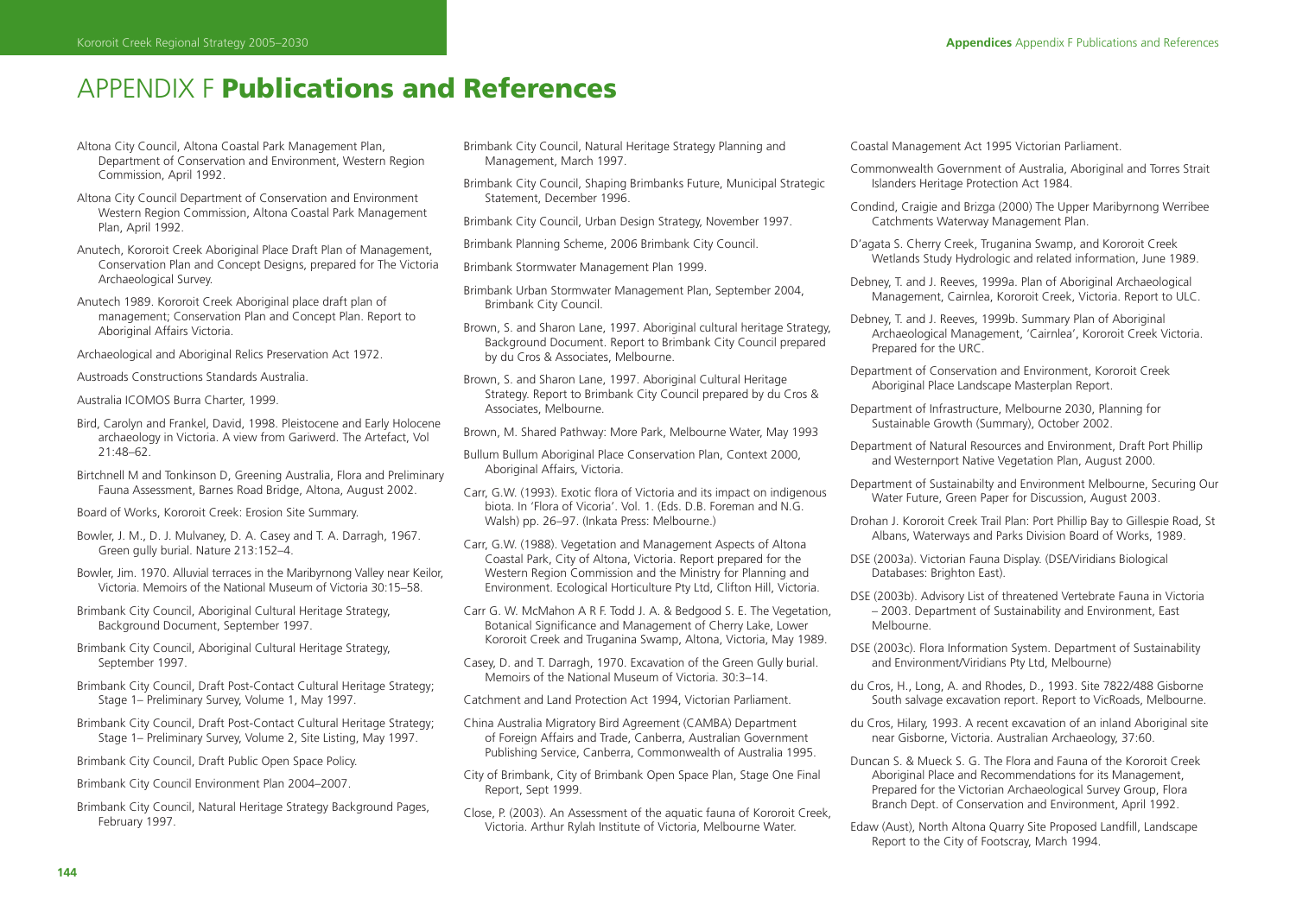# APPENDIX F **Publications and References**

Altona City Council, Altona Coastal Park Management Plan, Department of Conservation and Environment, Western Region Commission, April 1992.

Altona City Council Department of Conservation and Environment Western Region Commission, Altona Coastal Park Management Plan, April 1992.

Anutech, Kororoit Creek Aboriginal Place Draft Plan of Management, Conservation Plan and Concept Designs, prepared for The Victoria Archaeological Survey.

Anutech 1989. Kororoit Creek Aboriginal place draft plan of management; Conservation Plan and Concept Plan. Report to Aboriginal Affairs Victoria.

Archaeological and Aboriginal Relics Preservation Act 1972.

Austroads Constructions Standards Australia.

Australia ICOMOS Burra Charter, 1999.

Bird, Carolyn and Frankel, David, 1998. Pleistocene and Early Holocene archaeology in Victoria. A view from Gariwerd. The Artefact, Vol 21:48–62.

Birtchnell M and Tonkinson D, Greening Australia, Flora and Preliminary Fauna Assessment, Barnes Road Bridge, Altona, August 2002.

Board of Works, Kororoit Creek: Erosion Site Summary.

Bowler, J. M., D. J. Mulvaney, D. A. Casey and T. A. Darragh, 1967. Green gully burial. Nature 213:152–4.

Bowler, Jim. 1970. Alluvial terraces in the Maribyrnong Valley near Keilor, Victoria. Memoirs of the National Museum of Victoria 30:15–58.

Brimbank City Council, Aboriginal Cultural Heritage Strategy, Background Document, September 1997.

Brimbank City Council, Aboriginal Cultural Heritage Strategy, September 1997.

Brimbank City Council, Draft Post-Contact Cultural Heritage Strategy; Stage 1– Preliminary Survey, Volume 1, May 1997.

Brimbank City Council, Draft Post-Contact Cultural Heritage Strategy; Stage 1– Preliminary Survey, Volume 2, Site Listing, May 1997.

Brimbank City Council, Draft Public Open Space Policy.

Brimbank City Council Environment Plan 2004–2007.

Brimbank City Council, Natural Heritage Strategy Background Pages, February 1997.

Brimbank City Council, Natural Heritage Strategy Planning and Management, March 1997.

Brimbank City Council, Shaping Brimbanks Future, Municipal Strategic Statement, December 1996.

Brimbank City Council, Urban Design Strategy, November 1997.

Brimbank Planning Scheme, 2006 Brimbank City Council.

Brimbank Stormwater Management Plan 1999.

Brimbank Urban Stormwater Management Plan, September 2004, Brimbank City Council.

Brown, S. and Sharon Lane, 1997. Aboriginal cultural heritage Strategy, Background Document. Report to Brimbank City Council prepared by du Cros & Associates, Melbourne.

Brown, S. and Sharon Lane, 1997. Aboriginal Cultural Heritage Strategy. Report to Brimbank City Council prepared by du Cros & Associates, Melbourne.

Brown, M. Shared Pathway: More Park, Melbourne Water, May 1993

Bullum Bullum Aboriginal Place Conservation Plan, Context 2000, Aboriginal Affairs, Victoria.

Carr, G.W. (1993). Exotic flora of Victoria and its impact on indigenous biota. In 'Flora of Vicoria'. Vol. 1. (Eds. D.B. Foreman and N.G. Walsh) pp. 26–97. (Inkata Press: Melbourne.)

Carr, G.W. (1988). Vegetation and Management Aspects of Altona Coastal Park, City of Altona, Victoria. Report prepared for the Western Region Commission and the Ministry for Planning and Environment. Ecological Horticulture Pty Ltd, Clifton Hill, Victoria.

Carr G. W. McMahon A R F. Todd J. A. & Bedgood S. E. The Vegetation, Botanical Significance and Management of Cherry Lake, Lower Kororoit Creek and Truganina Swamp, Altona, Victoria, May 1989.

Casey, D. and T. Darragh, 1970. Excavation of the Green Gully burial. Memoirs of the National Museum of Victoria. 30:3–14.

Catchment and Land Protection Act 1994, Victorian Parliament.

China Australia Migratory Bird Agreement (CAMBA) Department of Foreign Affairs and Trade, Canberra, Australian Government Publishing Service, Canberra, Commonwealth of Australia 1995.

City of Brimbank, City of Brimbank Open Space Plan, Stage One Final Report, Sept 1999.

Close, P. (2003). An Assessment of the aquatic fauna of Kororoit Creek, Victoria. Arthur Rylah Institute of Victoria, Melbourne Water.

Coastal Management Act 1995 Victorian Parliament.

Commonwealth Government of Australia, Aboriginal and Torres Strait Islanders Heritage Protection Act 1984.

Condind, Craigie and Brizga (2000) The Upper Maribyrnong Werribee Catchments Waterway Management Plan.

D'agata S. Cherry Creek, Truganina Swamp, and Kororoit Creek Wetlands Study Hydrologic and related information, June 1989.

Debney, T. and J. Reeves, 1999a. Plan of Aboriginal Archaeological Management, Cairnlea, Kororoit Creek, Victoria. Report to ULC.

Debney, T. and J. Reeves, 1999b. Summary Plan of Aboriginal Archaeological Management, 'Cairnlea', Kororoit Creek Victoria. Prepared for the URC.

Department of Conservation and Environment, Kororoit Creek Aboriginal Place Landscape Masterplan Report.

Department of Infrastructure, Melbourne 2030, Planning for Sustainable Growth (Summary), October 2002.

Department of Natural Resources and Environment, Draft Port Phillip and Westernport Native Vegetation Plan, August 2000.

Department of Sustainabilty and Environment Melbourne, Securing Our Water Future, Green Paper for Discussion, August 2003.

Drohan J. Kororoit Creek Trail Plan: Port Phillip Bay to Gillespie Road, St Albans, Waterways and Parks Division Board of Works, 1989.

DSE (2003a). Victorian Fauna Display. (DSE/Viridians Biological Databases: Brighton East).

DSE (2003b). Advisory List of threatened Vertebrate Fauna in Victoria – 2003. Department of Sustainability and Environment, East Melbourne.

DSE (2003c). Flora Information System. Department of Sustainability and Environment/Viridians Pty Ltd, Melbourne)

du Cros, H., Long, A. and Rhodes, D., 1993. Site 7822/488 Gisborne South salvage excavation report. Report to VicRoads, Melbourne.

du Cros, Hilary, 1993. A recent excavation of an inland Aboriginal site near Gisborne, Victoria. Australian Archaeology, 37:60.

Duncan S. & Mueck S. G. The Flora and Fauna of the Kororoit Creek Aboriginal Place and Recommendations for its Management, Prepared for the Victorian Archaeological Survey Group, Flora Branch Dept. of Conservation and Environment, April 1992.

Edaw (Aust), North Altona Quarry Site Proposed Landfill, Landscape Report to the City of Footscray, March 1994.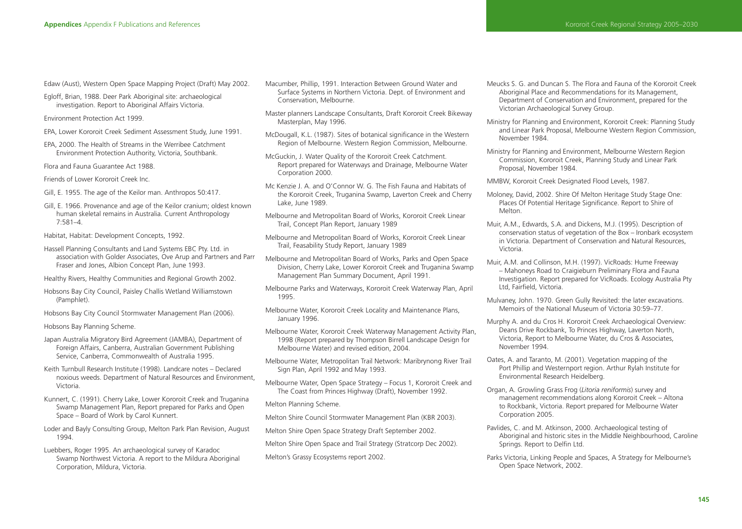Edaw (Aust), Western Open Space Mapping Project (Draft) May 2002.

Egloff, Brian, 1988. Deer Park Aboriginal site: archaeological investigation. Report to Aboriginal Affairs Victoria.

Environment Protection Act 1999.

EPA, Lower Kororoit Creek Sediment Assessment Study, June 1991.

EPA, 2000. The Health of Streams in the Werribee Catchment Environment Protection Authority, Victoria, Southbank.

Flora and Fauna Guarantee Act 1988.

Friends of Lower Kororoit Creek Inc.

Gill, E. 1955. The age of the Keilor man. Anthropos 50:417.

Gill, E. 1966. Provenance and age of the Keilor cranium; oldest known human skeletal remains in Australia. Current Anthropology 7:581–4.

Habitat, Habitat: Development Concepts, 1992.

Hassell Planning Consultants and Land Systems EBC Pty. Ltd. in association with Golder Associates, Ove Arup and Partners and Parr Fraser and Jones, Albion Concept Plan, June 1993.

Healthy Rivers, Healthy Communities and Regional Growth 2002.

Hobsons Bay City Council, Paisley Challis Wetland Williamstown (Pamphlet).

Hobsons Bay City Council Stormwater Management Plan (2006).

Hobsons Bay Planning Scheme.

Japan Australia Migratory Bird Agreement (JAMBA), Department of Foreign Affairs, Canberra, Australian Government Publishing Service, Canberra, Commonwealth of Australia 1995.

Keith Turnbull Research Institute (1998). Landcare notes – Declared noxious weeds. Department of Natural Resources and Environment, Victoria.

Kunnert, C. (1991). Cherry Lake, Lower Kororoit Creek and Truganina Swamp Management Plan, Report prepared for Parks and Open Space – Board of Work by Carol Kunnert.

Loder and Bayly Consulting Group, Melton Park Plan Revision, August 1994.

Luebbers, Roger 1995. An archaeological survey of Karadoc Swamp Northwest Victoria. A report to the Mildura Aboriginal Corporation, Mildura, Victoria.

Macumber, Phillip, 1991. Interaction Between Ground Water and Surface Systems in Northern Victoria. Dept. of Environment and Conservation, Melbourne.

Master planners Landscape Consultants, Draft Kororoit Creek Bikeway Masterplan, May 1996.

McDougall, K.L. (1987). Sites of botanical significance in the Western Region of Melbourne. Western Region Commission, Melbourne.

McGuckin, J. Water Quality of the Kororoit Creek Catchment. Report prepared for Waterways and Drainage, Melbourne Water Corporation 2000.

Mc Kenzie J. A. and O'Connor W. G. The Fish Fauna and Habitats of the Kororoit Creek, Truganina Swamp, Laverton Creek and Cherry Lake, June 1989.

Melbourne and Metropolitan Board of Works, Kororoit Creek Linear Trail, Concept Plan Report, January 1989

Melbourne and Metropolitan Board of Works, Kororoit Creek Linear Trail, Feasability Study Report, January 1989

Melbourne and Metropolitan Board of Works, Parks and Open Space Division, Cherry Lake, Lower Kororoit Creek and Truganina Swamp Management Plan Summary Document, April 1991.

Melbourne Parks and Waterways, Kororoit Creek Waterway Plan, April 1995.

Melbourne Water, Kororoit Creek Locality and Maintenance Plans, January 1996.

Melbourne Water, Kororoit Creek Waterway Management Activity Plan, 1998 (Report prepared by Thompson Birrell Landscape Design for Melbourne Water) and revised edition, 2004.

Melbourne Water, Metropolitan Trail Network: Maribrynong River Trail Sign Plan, April 1992 and May 1993.

Melbourne Water, Open Space Strategy – Focus 1, Kororoit Creek and The Coast from Princes Highway (Draft), November 1992.

Melton Planning Scheme.

Melton Shire Council Stormwater Management Plan (KBR 2003).

Melton Shire Open Space Strategy Draft September 2002.

Melton Shire Open Space and Trail Strategy (Stratcorp Dec 2002).

Melton's Grassy Ecosystems report 2002.

Meucks S. G. and Duncan S. The Flora and Fauna of the Kororoit Creek Aboriginal Place and Recommendations for its Management, Department of Conservation and Environment, prepared for the Victorian Archaeological Survey Group.

Ministry for Planning and Environment, Kororoit Creek: Planning Study and Linear Park Proposal, Melbourne Western Region Commission, November 1984.

Ministry for Planning and Environment, Melbourne Western Region Commission, Kororoit Creek, Planning Study and Linear Park Proposal, November 1984.

MMBW, Kororoit Creek Designated Flood Levels, 1987.

Moloney, David, 2002. Shire Of Melton Heritage Study Stage One: Places Of Potential Heritage Significance. Report to Shire of Melton.

Muir, A.M., Edwards, S.A. and Dickens, M.J. (1995). Description of conservation status of vegetation of the Box – Ironbark ecosystem in Victoria. Department of Conservation and Natural Resources, Victoria.

Muir, A.M. and Collinson, M.H. (1997). VicRoads: Hume Freeway – Mahoneys Road to Craigieburn Preliminary Flora and Fauna Investigation. Report prepared for VicRoads. Ecology Australia Pty Ltd, Fairfield, Victoria.

Mulvaney, John. 1970. Green Gully Revisited: the later excavations. Memoirs of the National Museum of Victoria 30:59–77.

Murphy A. and du Cros H. Kororoit Creek Archaeological Overview: Deans Drive Rockbank, To Princes Highway, Laverton North, Victoria, Report to Melbourne Water, du Cros & Associates, November 1994.

Oates, A. and Taranto, M. (2001). Vegetation mapping of the Port Phillip and Westernport region. Arthur Rylah Institute for Environmental Research Heidelberg.

Organ, A. Growling Grass Frog (*Litoria reniformis*) survey and management recommendations along Kororoit Creek – Altona to Rockbank, Victoria. Report prepared for Melbourne Water Corporation 2005.

Pavlides, C. and M. Atkinson, 2000. Archaeological testing of Aboriginal and historic sites in the Middle Neighbourhood, Caroline Springs. Report to Delfin Ltd.

Parks Victoria, Linking People and Spaces, A Strategy for Melbourne's Open Space Network, 2002.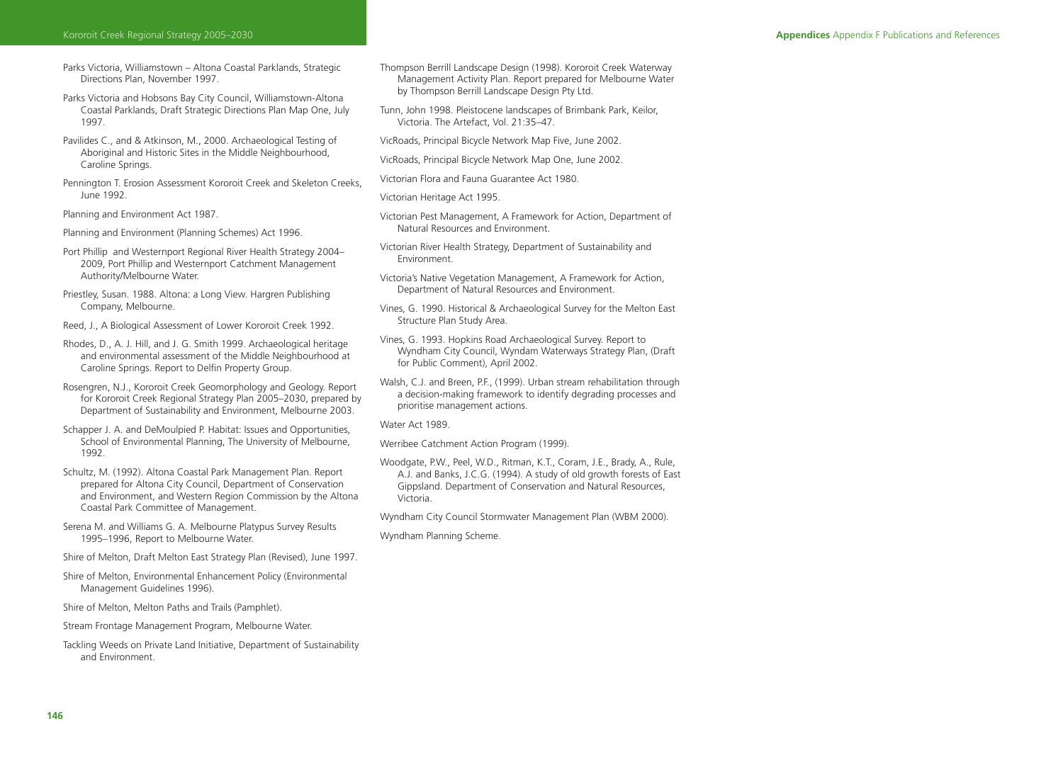Parks Victoria, Williamstown – Altona Coastal Parklands, Strategic Directions Plan, November 1997.

Parks Victoria and Hobsons Bay City Council, Williamstown-Altona Coastal Parklands, Draft Strategic Directions Plan Map One, July 1997.

Pavilides C., and & Atkinson, M., 2000. Archaeological Testing of Aboriginal and Historic Sites in the Middle Neighbourhood, Caroline Springs.

Pennington T. Erosion Assessment Kororoit Creek and Skeleton Creeks, June 1992.

Planning and Environment Act 1987.

Planning and Environment (Planning Schemes) Act 1996.

Port Phillip and Westernport Regional River Health Strategy 2004–2009, Port Phillip and Westernport Catchment Management Authority/Melbourne Water.

Priestley, Susan. 1988. Altona: a Long View. Hargren Publishing Company, Melbourne.

Reed, J., A Biological Assessment of Lower Kororoit Creek 1992.

Rhodes, D., A. J. Hill, and J. G. Smith 1999. Archaeological heritage and environmental assessment of the Middle Neighbourhood at Caroline Springs. Report to Delfin Property Group.

Rosengren, N.J., Kororoit Creek Geomorphology and Geology. Report for Kororoit Creek Regional Strategy Plan 2005–2030, prepared by Department of Sustainability and Environment, Melbourne 2003.

Schapper J. A. and DeMoulpied P. Habitat: Issues and Opportunities, School of Environmental Planning, The University of Melbourne, 1992.

Schultz, M. (1992). Altona Coastal Park Management Plan. Report prepared for Altona City Council, Department of Conservation and Environment, and Western Region Commission by the Altona Coastal Park Committee of Management.

Serena M. and Williams G. A. Melbourne Platypus Survey Results 1995–1996, Report to Melbourne Water.

Shire of Melton, Draft Melton East Strategy Plan (Revised), June 1997.

Shire of Melton, Environmental Enhancement Policy (Environmental Management Guidelines 1996).

Shire of Melton, Melton Paths and Trails (Pamphlet).

Stream Frontage Management Program, Melbourne Water.

Tackling Weeds on Private Land Initiative, Department of Sustainability and Environment.

Thompson Berrill Landscape Design (1998). Kororoit Creek Waterway Management Activity Plan. Report prepared for Melbourne Water by Thompson Berrill Landscape Design Pty Ltd.

Tunn, John 1998. Pleistocene landscapes of Brimbank Park, Keilor, Victoria. The Artefact, Vol. 21:35–47.

VicRoads, Principal Bicycle Network Map Five, June 2002.

VicRoads, Principal Bicycle Network Map One, June 2002.

Victorian Flora and Fauna Guarantee Act 1980.

Victorian Heritage Act 1995.

Victorian Pest Management, A Framework for Action, Department of Natural Resources and Environment.

Victorian River Health Strategy, Department of Sustainability and Environment.

Victoria's Native Vegetation Management, A Framework for Action, Department of Natural Resources and Environment.

Vines, G. 1990. Historical & Archaeological Survey for the Melton East Structure Plan Study Area.

Vines, G. 1993. Hopkins Road Archaeological Survey. Report to Wyndham City Council, Wyndam Waterways Strategy Plan, (Draft for Public Comment), April 2002.

Walsh, C.J. and Breen, P.F., (1999). Urban stream rehabilitation through a decision-making framework to identify degrading processes and prioritise management actions.

Water Act 1989.

Werribee Catchment Action Program (1999).

Woodgate, P.W., Peel, W.D., Ritman, K.T., Coram, J.E., Brady, A., Rule, A.J. and Banks, J.C.G. (1994). A study of old growth forests of East Gippsland. Department of Conservation and Natural Resources, Victoria.

Wyndham City Council Stormwater Management Plan (WBM 2000).

Wyndham Planning Scheme.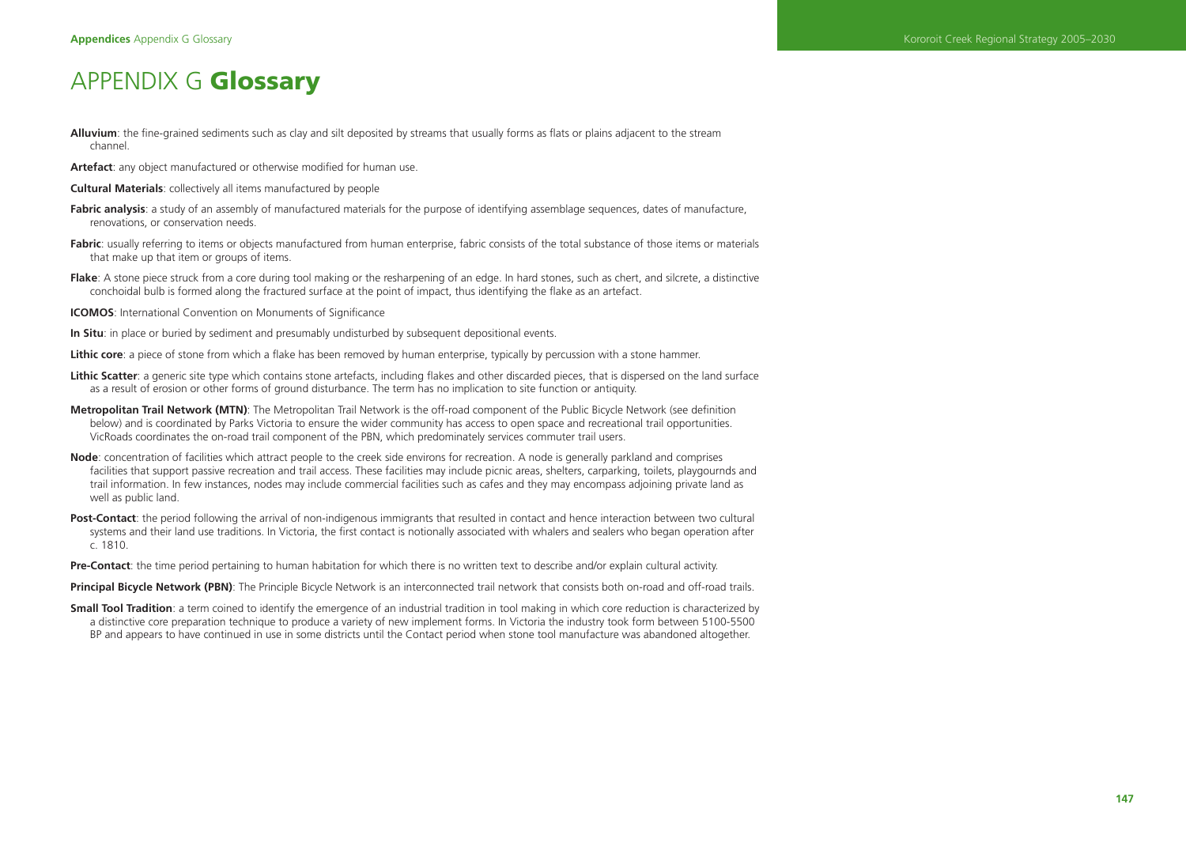# APPENDIX G **Glossary**

**Alluvium**: the fine-grained sediments such as clay and silt deposited by streams that usually forms as flats or plains adjacent to the stream channel.

**Artefact**: any object manufactured or otherwise modified for human use.

**Cultural Materials**: collectively all items manufactured by people

**Fabric analysis**: a study of an assembly of manufactured materials for the purpose of identifying assemblage sequences, dates of manufacture, renovations, or conservation needs.

**Fabric**: usually referring to items or objects manufactured from human enterprise, fabric consists of the total substance of those items or materials that make up that item or groups of items.

**Flake**: A stone piece struck from a core during tool making or the resharpening of an edge. In hard stones, such as chert, and silcrete, a distinctive conchoidal bulb is formed along the fractured surface at the point of impact, thus identifying the flake as an artefact.

**ICOMOS**: International Convention on Monuments of Significance

**In Situ**: in place or buried by sediment and presumably undisturbed by subsequent depositional events.

**Lithic core**: a piece of stone from which a flake has been removed by human enterprise, typically by percussion with a stone hammer.

**Lithic Scatter**: a generic site type which contains stone artefacts, including flakes and other discarded pieces, that is dispersed on the land surface as a result of erosion or other forms of ground disturbance. The term has no implication to site function or antiquity.

**Metropolitan Trail Network (MTN)**: The Metropolitan Trail Network is the off-road component of the Public Bicycle Network (see definition below) and is coordinated by Parks Victoria to ensure the wider community has access to open space and recreational trail opportunities. VicRoads coordinates the on-road trail component of the PBN, which predominately services commuter trail users.

**Node**: concentration of facilities which attract people to the creek side environs for recreation. A node is generally parkland and comprises facilities that support passive recreation and trail access. These facilities may include picnic areas, shelters, carparking, toilets, playgournds and trail information. In few instances, nodes may include commercial facilities such as cafes and they may encompass adjoining private land as well as public land.

**Post-Contact**: the period following the arrival of non-indigenous immigrants that resulted in contact and hence interaction between two cultural systems and their land use traditions. In Victoria, the first contact is notionally associated with whalers and sealers who began operation after c. 1810.

**Pre-Contact**: the time period pertaining to human habitation for which there is no written text to describe and/or explain cultural activity.

**Principal Bicycle Network (PBN)**: The Principle Bicycle Network is an interconnected trail network that consists both on-road and off-road trails.

**Small Tool Tradition**: a term coined to identify the emergence of an industrial tradition in tool making in which core reduction is characterized by a distinctive core preparation technique to produce a variety of new implement forms. In Victoria the industry took form between 5100-5500 BP and appears to have continued in use in some districts until the Contact period when stone tool manufacture was abandoned altogether.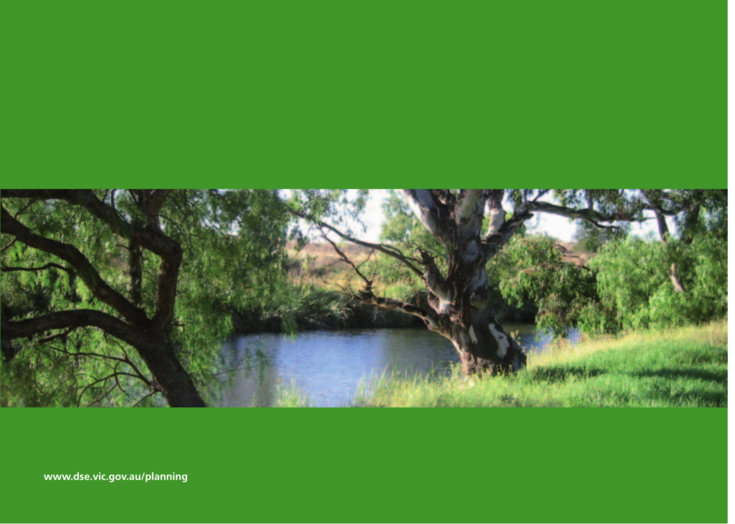www.dse.vic.gov.au/planning